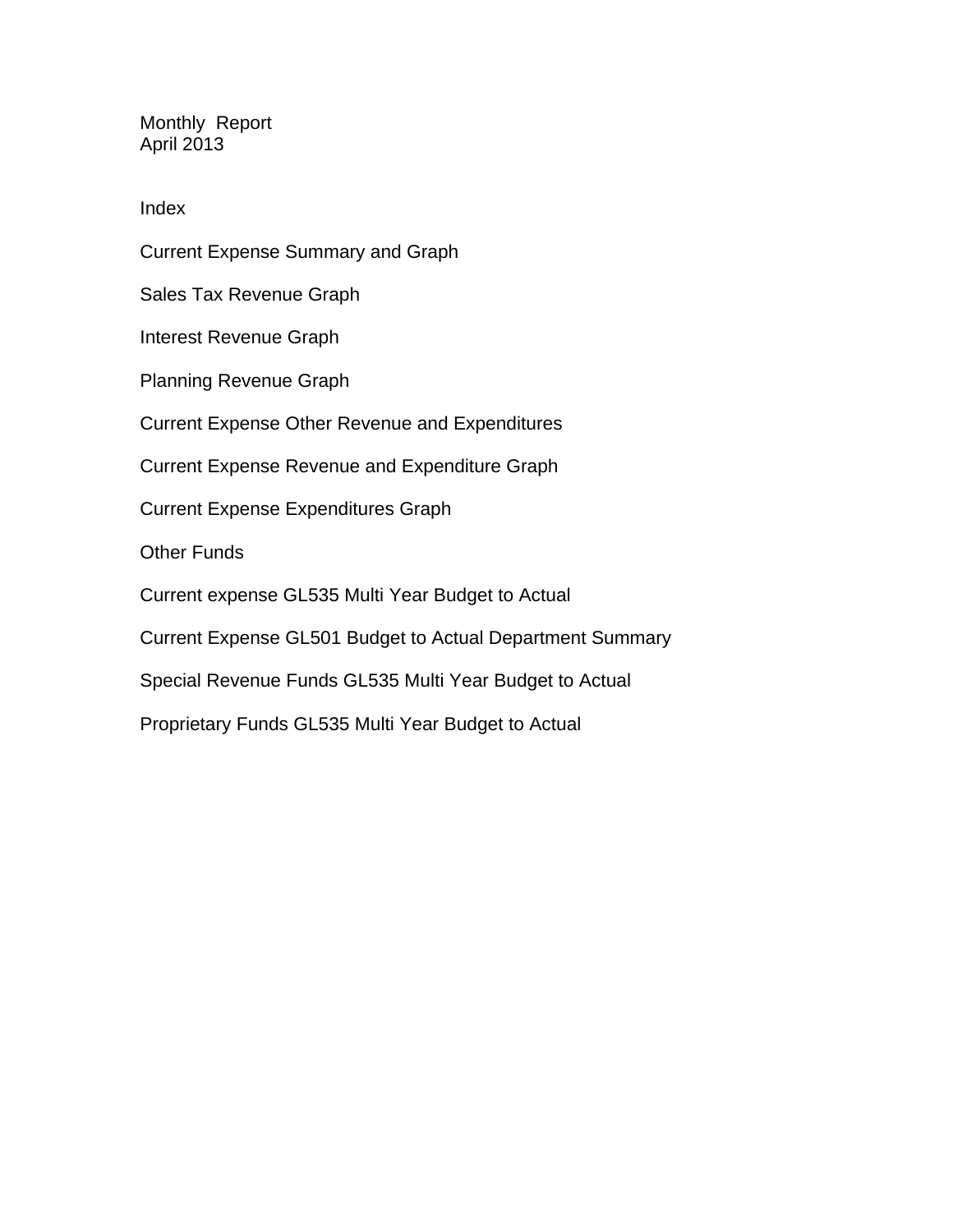# Monthly Report
April 2013

## Index

Current Expense Summary and Graph

Sales Tax Revenue Graph

Interest Revenue Graph

Planning Revenue Graph

Current Expense Other Revenue and Expenditures

Current Expense Revenue and Expenditure Graph

Current Expense Expenditures Graph

Other Funds

Current expense GL535 Multi Year Budget to Actual

Current Expense GL501 Budget to Actual Department Summary

Special Revenue Funds GL535 Multi Year Budget to Actual

Proprietary Funds GL535 Multi Year Budget to Actual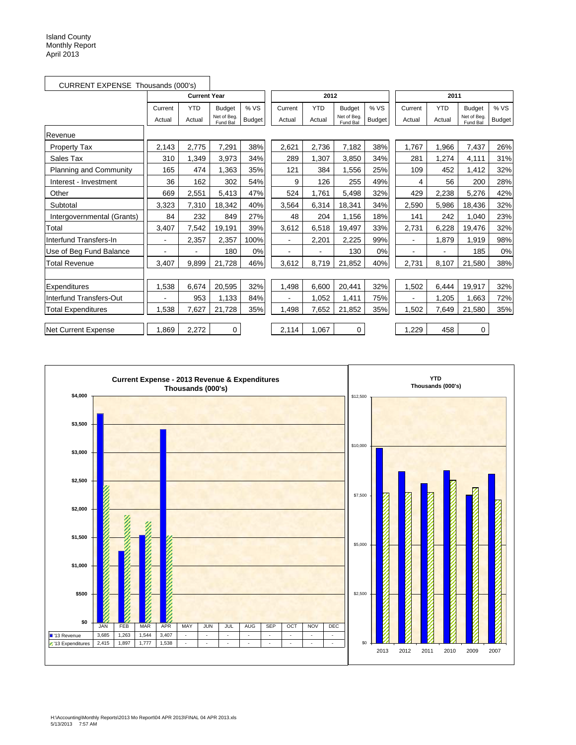Island County
Monthly Report
April 2013

CURRENT EXPENSE Thousands (000's)

| | Current Year | | | | 2012 | | | | 2011 | | | |
|---|---|---|---|---|---|---|---|---|---|---|---|---|
| | Current Actual | YTD Actual | Budget Net of Beg. Fund Bal | % VS Budget | Current Actual | YTD Actual | Budget Net of Beg. Fund Bal | % VS Budget | Current Actual | YTD Actual | Budget Net of Beg. Fund Bal | % VS Budget |
| Revenue | | | | | | | | | | | | |
| Property Tax | 2,143 | 2,775 | 7,291 | 38% | 2,621 | 2,736 | 7,182 | 38% | 1,767 | 1,966 | 7,437 | 26% |
| Sales Tax | 310 | 1,349 | 3,973 | 34% | 289 | 1,307 | 3,850 | 34% | 281 | 1,274 | 4,111 | 31% |
| Planning and Community | 165 | 474 | 1,363 | 35% | 121 | 384 | 1,556 | 25% | 109 | 452 | 1,412 | 32% |
| Interest - Investment | 36 | 162 | 302 | 54% | 9 | 126 | 255 | 49% | 4 | 56 | 200 | 28% |
| Other | 669 | 2,551 | 5,413 | 47% | 524 | 1,761 | 5,498 | 32% | 429 | 2,238 | 5,276 | 42% |
| Subtotal | 3,323 | 7,310 | 18,342 | 40% | 3,564 | 6,314 | 18,341 | 34% | 2,590 | 5,986 | 18,436 | 32% |
| Intergovernmental (Grants) | 84 | 232 | 849 | 27% | 48 | 204 | 1,156 | 18% | 141 | 242 | 1,040 | 23% |
| Total | 3,407 | 7,542 | 19,191 | 39% | 3,612 | 6,518 | 19,497 | 33% | 2,731 | 6,228 | 19,476 | 32% |
| Interfund Transfers-In | - | 2,357 | 2,357 | 100% | - | 2,201 | 2,225 | 99% | - | 1,879 | 1,919 | 98% |
| Use of Beg Fund Balance | - | - | 180 | 0% | - | - | 130 | 0% | - | - | 185 | 0% |
| Total Revenue | 3,407 | 9,899 | 21,728 | 46% | 3,612 | 8,719 | 21,852 | 40% | 2,731 | 8,107 | 21,580 | 38% |
| | | | | | | | | | | | | |
| Expenditures | 1,538 | 6,674 | 20,595 | 32% | 1,498 | 6,600 | 20,441 | 32% | 1,502 | 6,444 | 19,917 | 32% |
| Interfund Transfers-Out | - | 953 | 1,133 | 84% | - | 1,052 | 1,411 | 75% | - | 1,205 | 1,663 | 72% |
| Total Expenditures | 1,538 | 7,627 | 21,728 | 35% | 1,498 | 7,652 | 21,852 | 35% | 1,502 | 7,649 | 21,580 | 35% |
| | | | | | | | | | | | | |
| Net Current Expense | 1,869 | 2,272 | 0 | | 2,114 | 1,067 | 0 | | 1,229 | 458 | 0 | |

**Current Expense - 2013 Revenue & Expenditures**
**Thousands (000's)**

$4,000
$3,500
$3,000
$2,500
$2,000
$1,500
$1,000
$500
$0

JAN FEB MAR APR MAY JUN JUL AUG SEP OCT NOV DEC
'13 Revenue 3,685 1,263 1,544 3,407 - - - - - - - -
'13 Expenditures 2,415 1,897 1,777 1,538 - - - - - - - -

**YTD**
**Thousands (000's)**

$12,500
$10,000
$7,500
$5,000
$2,500
$0

2013 2012 2011 2010 2009 2007

H:\Accounting\Monthly Reports\2013 Mo Report\04 APR 2013\FINAL 04 APR 2013.xls
5/13/2013 7:57 AM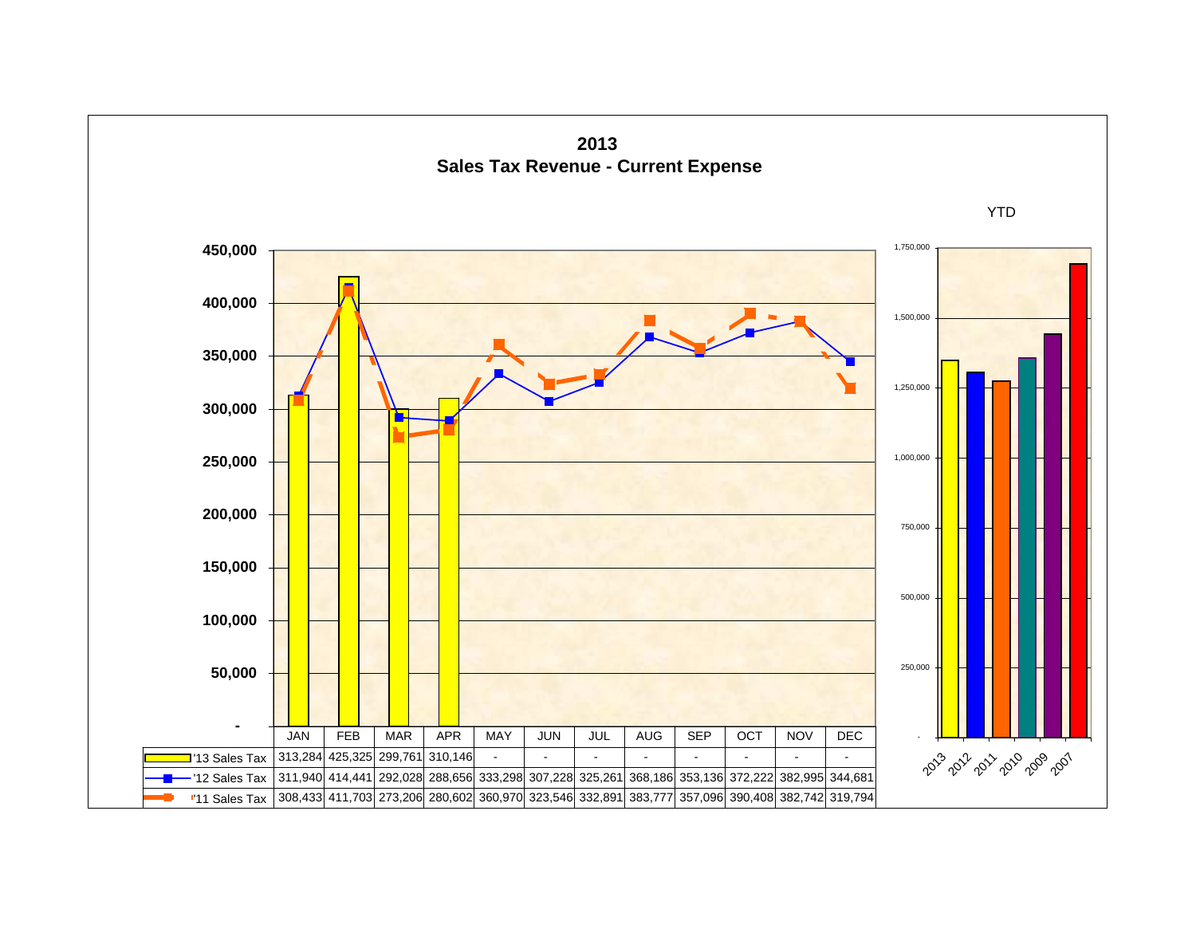# 2013
## Sales Tax Revenue - Current Expense

450,000
400,000
350,000
300,000
250,000
200,000
150,000
100,000
50,000
-

| | JAN | FEB | MAR | APR | MAY | JUN | JUL | AUG | SEP | OCT | NOV | DEC |
|---|---|---|---|---|---|---|---|---|---|---|---|---|
| '13 Sales Tax | 313,284 | 425,325 | 299,761 | 310,146 | - | - | - | - | - | - | - | - |
| '12 Sales Tax | 311,940 | 414,441 | 292,028 | 288,656 | 333,298 | 307,228 | 325,261 | 368,186 | 353,136 | 372,222 | 382,995 | 344,681 |
| '11 Sales Tax | 308,433 | 411,703 | 273,206 | 280,602 | 360,970 | 323,546 | 332,891 | 383,777 | 357,096 | 390,408 | 382,742 | 319,794 |

YTD

1,750,000
1,500,000
1,250,000
1,000,000
750,000
500,000
250,000
-

2013 2012 2011 2010 2009 2007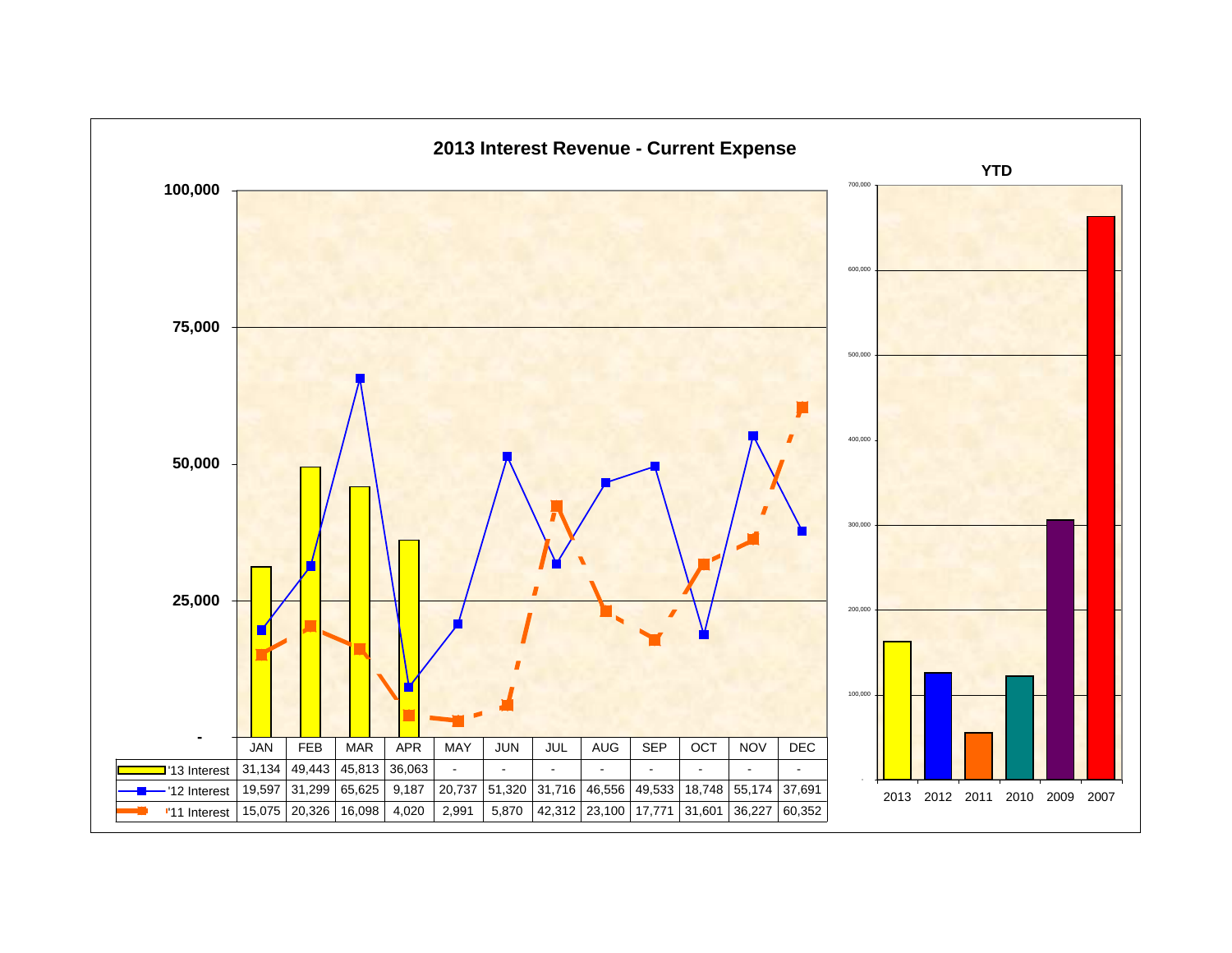## 2013 Interest Revenue - Current Expense

100,000

75,000

50,000

25,000

-

| | JAN | FEB | MAR | APR | MAY | JUN | JUL | AUG | SEP | OCT | NOV | DEC |
|---|---|---|---|---|---|---|---|---|---|---|---|---|
| '13 Interest | 31,134 | 49,443 | 45,813 | 36,063 | - | - | - | - | - | - | - | - |
| '12 Interest | 19,597 | 31,299 | 65,625 | 9,187 | 20,737 | 51,320 | 31,716 | 46,556 | 49,533 | 18,748 | 55,174 | 37,691 |
| '11 Interest | 15,075 | 20,326 | 16,098 | 4,020 | 2,991 | 5,870 | 42,312 | 23,100 | 17,771 | 31,601 | 36,227 | 60,352 |

**YTD**

700,000
600,000
500,000
400,000
300,000
200,000
100,000
-

2013 2012 2011 2010 2009 2007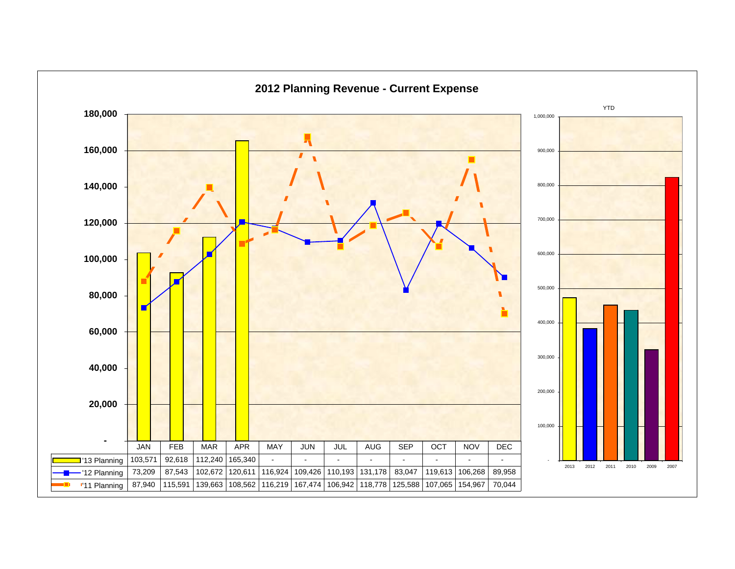## 2012 Planning Revenue - Current Expense

180,000
160,000
140,000
120,000
100,000
80,000
60,000
40,000
20,000
-

| | JAN | FEB | MAR | APR | MAY | JUN | JUL | AUG | SEP | OCT | NOV | DEC |
|---|---|---|---|---|---|---|---|---|---|---|---|---|
| '13 Planning | 103,571 | 92,618 | 112,240 | 165,340 | - | - | - | - | - | - | - | - |
| '12 Planning | 73,209 | 87,543 | 102,672 | 120,611 | 116,924 | 109,426 | 110,193 | 131,178 | 83,047 | 119,613 | 106,268 | 89,958 |
| '11 Planning | 87,940 | 115,591 | 139,663 | 108,562 | 116,219 | 167,474 | 106,942 | 118,778 | 125,588 | 107,065 | 154,967 | 70,044 |

YTD

1,000,000
900,000
800,000
700,000
600,000
500,000
400,000
300,000
200,000
100,000
-

2013 2012 2011 2010 2009 2007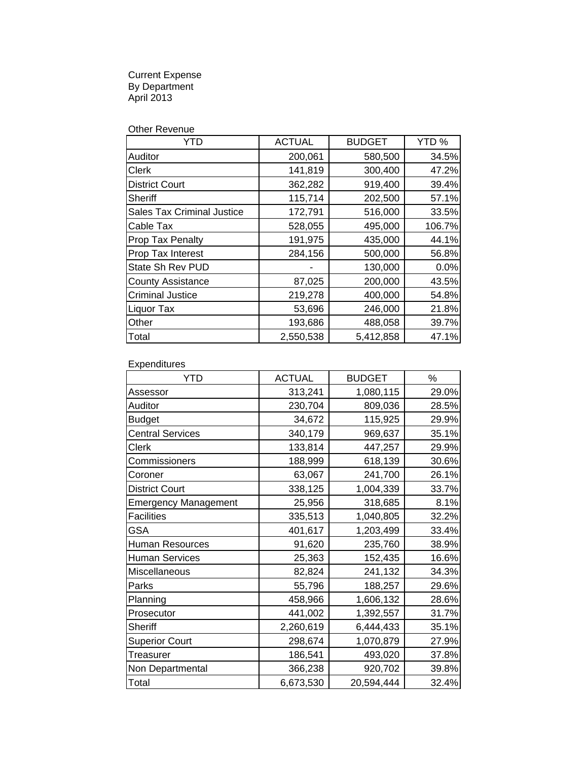Current Expense
By Department
April 2013

Other Revenue

| YTD | ACTUAL | BUDGET | YTD % |
| --- | --- | --- | --- |
| Auditor | 200,061 | 580,500 | 34.5% |
| Clerk | 141,819 | 300,400 | 47.2% |
| District Court | 362,282 | 919,400 | 39.4% |
| Sheriff | 115,714 | 202,500 | 57.1% |
| Sales Tax Criminal Justice | 172,791 | 516,000 | 33.5% |
| Cable Tax | 528,055 | 495,000 | 106.7% |
| Prop Tax Penalty | 191,975 | 435,000 | 44.1% |
| Prop Tax Interest | 284,156 | 500,000 | 56.8% |
| State Sh Rev PUD | - | 130,000 | 0.0% |
| County Assistance | 87,025 | 200,000 | 43.5% |
| Criminal Justice | 219,278 | 400,000 | 54.8% |
| Liquor Tax | 53,696 | 246,000 | 21.8% |
| Other | 193,686 | 488,058 | 39.7% |
| Total | 2,550,538 | 5,412,858 | 47.1% |

Expenditures

| YTD | ACTUAL | BUDGET | % |
| --- | --- | --- | --- |
| Assessor | 313,241 | 1,080,115 | 29.0% |
| Auditor | 230,704 | 809,036 | 28.5% |
| Budget | 34,672 | 115,925 | 29.9% |
| Central Services | 340,179 | 969,637 | 35.1% |
| Clerk | 133,814 | 447,257 | 29.9% |
| Commissioners | 188,999 | 618,139 | 30.6% |
| Coroner | 63,067 | 241,700 | 26.1% |
| District Court | 338,125 | 1,004,339 | 33.7% |
| Emergency Management | 25,956 | 318,685 | 8.1% |
| Facilities | 335,513 | 1,040,805 | 32.2% |
| GSA | 401,617 | 1,203,499 | 33.4% |
| Human Resources | 91,620 | 235,760 | 38.9% |
| Human Services | 25,363 | 152,435 | 16.6% |
| Miscellaneous | 82,824 | 241,132 | 34.3% |
| Parks | 55,796 | 188,257 | 29.6% |
| Planning | 458,966 | 1,606,132 | 28.6% |
| Prosecutor | 441,002 | 1,392,557 | 31.7% |
| Sheriff | 2,260,619 | 6,444,433 | 35.1% |
| Superior Court | 298,674 | 1,070,879 | 27.9% |
| Treasurer | 186,541 | 493,020 | 37.8% |
| Non Departmental | 366,238 | 920,702 | 39.8% |
| Total | 6,673,530 | 20,594,444 | 32.4% |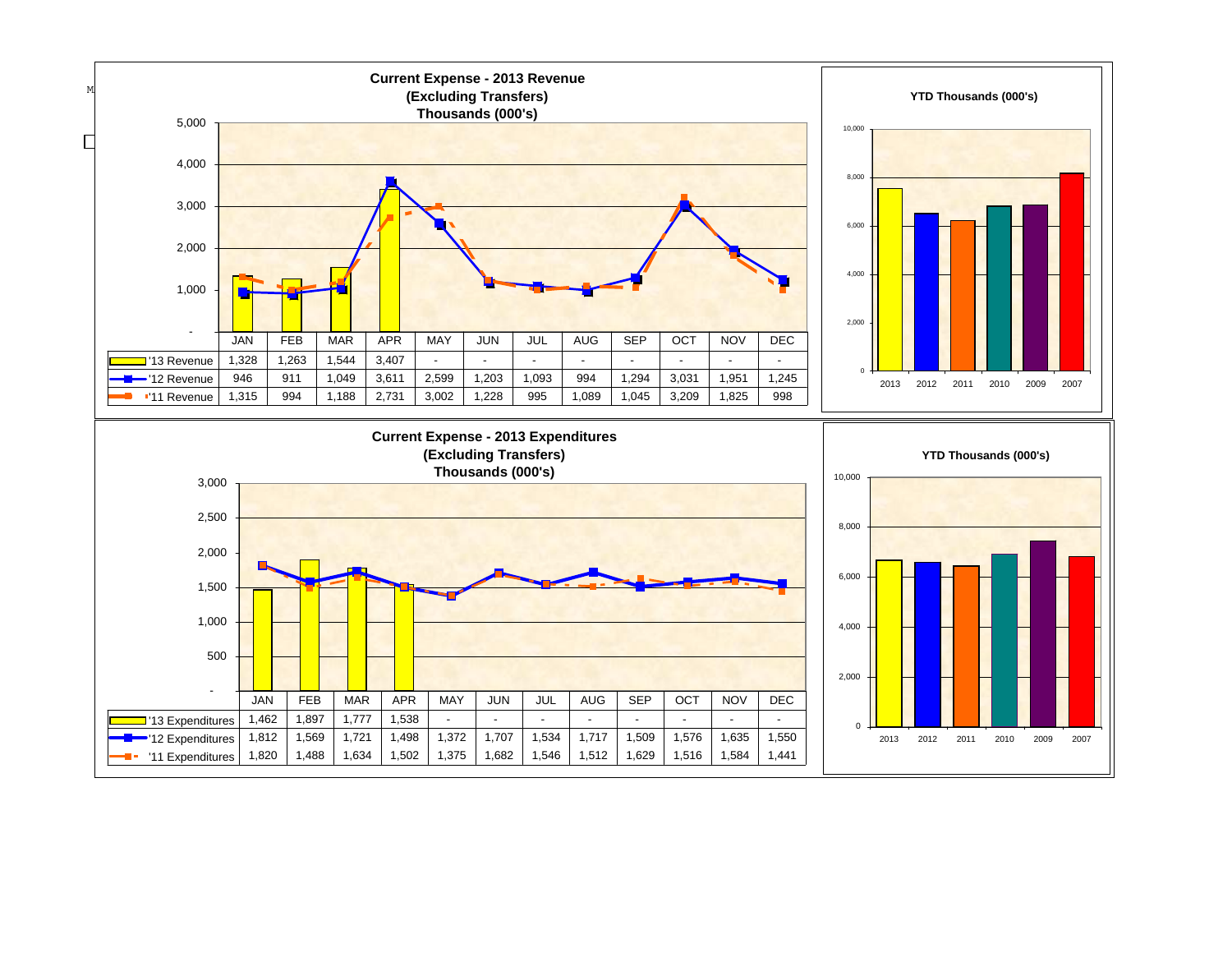**Current Expense - 2013 Revenue**
**(Excluding Transfers)**
**Thousands (000's)**

5,000
4,000
3,000
2,000
1,000
-

| | JAN | FEB | MAR | APR | MAY | JUN | JUL | AUG | SEP | OCT | NOV | DEC |
|---|---|---|---|---|---|---|---|---|---|---|---|---|
| '13 Revenue | 1,328 | 1,263 | 1,544 | 3,407 | - | - | - | - | - | - | - | - |
| '12 Revenue | 946 | 911 | 1,049 | 3,611 | 2,599 | 1,203 | 1,093 | 994 | 1,294 | 3,031 | 1,951 | 1,245 |
| '11 Revenue | 1,315 | 994 | 1,188 | 2,731 | 3,002 | 1,228 | 995 | 1,089 | 1,045 | 3,209 | 1,825 | 998 |

**YTD Thousands (000's)**

10,000
8,000
6,000
4,000
2,000
0

2013 2012 2011 2010 2009 2007

**Current Expense - 2013 Expenditures**
**(Excluding Transfers)**
**Thousands (000's)**

3,000
2,500
2,000
1,500
1,000
500
-

| | JAN | FEB | MAR | APR | MAY | JUN | JUL | AUG | SEP | OCT | NOV | DEC |
|---|---|---|---|---|---|---|---|---|---|---|---|---|
| '13 Expenditures | 1,462 | 1,897 | 1,777 | 1,538 | - | - | - | - | - | - | - | - |
| '12 Expenditures | 1,812 | 1,569 | 1,721 | 1,498 | 1,372 | 1,707 | 1,534 | 1,717 | 1,509 | 1,576 | 1,635 | 1,550 |
| '11 Expenditures | 1,820 | 1,488 | 1,634 | 1,502 | 1,375 | 1,682 | 1,546 | 1,512 | 1,629 | 1,516 | 1,584 | 1,441 |

**YTD Thousands (000's)**

10,000
8,000
6,000
4,000
2,000
0

2013 2012 2011 2010 2009 2007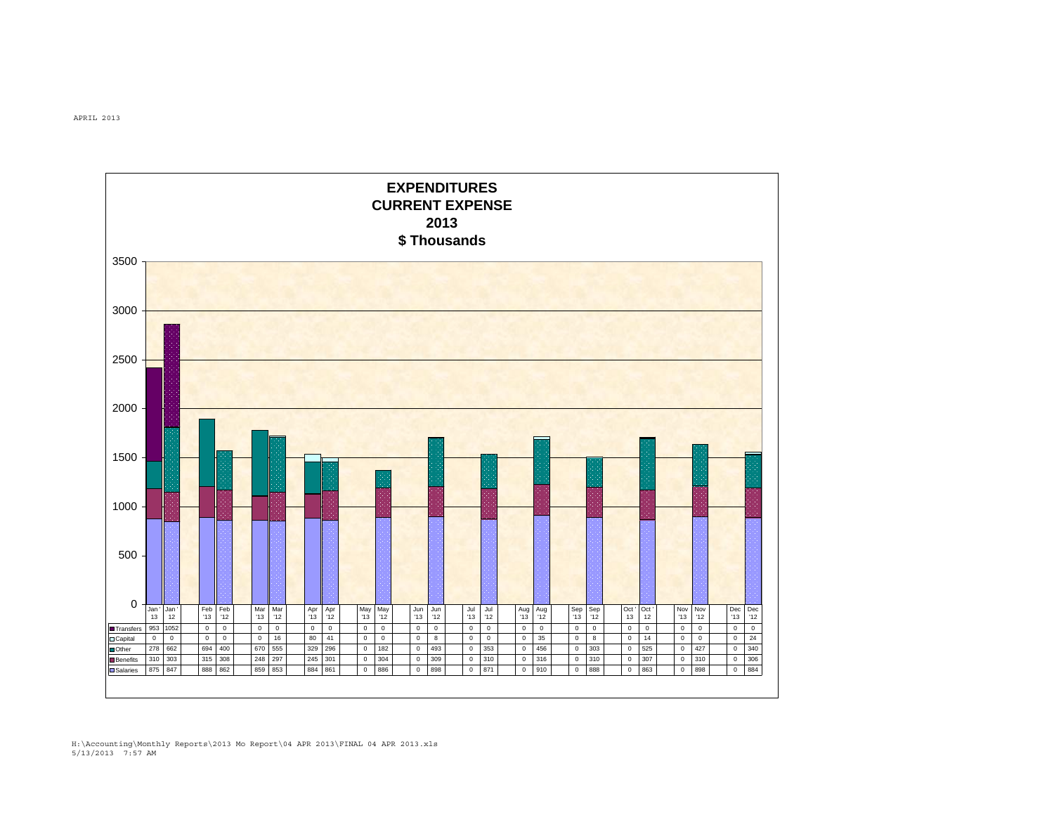APRIL 2013

**EXPENDITURES**
**CURRENT EXPENSE**
**2013**
**$ Thousands**

| | Jan '13 | Jan '12 | Feb '13 | Feb '12 | Mar '13 | Mar '12 | Apr '13 | Apr '12 | May '13 | May '12 | Jun '13 | Jun '12 | Jul '13 | Jul '12 | Aug '13 | Aug '12 | Sep '13 | Sep '12 | Oct '13 | Oct '12 | Nov '13 | Nov '12 | Dec '13 | Dec '12 |
|---|---|---|---|---|---|---|---|---|---|---|---|---|---|---|---|---|---|---|---|---|---|---|---|---|
| Transfers | 953 | 1052 | 0 | 0 | 0 | 0 | 0 | 0 | 0 | 0 | 0 | 0 | 0 | 0 | 0 | 0 | 0 | 0 | 0 | 0 | 0 | 0 | 0 | 0 |
| Capital | 0 | 0 | 0 | 0 | 0 | 16 | 80 | 41 | 0 | 0 | 0 | 8 | 0 | 0 | 0 | 35 | 0 | 8 | 0 | 14 | 0 | 0 | 0 | 24 |
| Other | 278 | 662 | 694 | 400 | 670 | 555 | 329 | 296 | 0 | 182 | 0 | 493 | 0 | 353 | 0 | 456 | 0 | 303 | 0 | 525 | 0 | 427 | 0 | 340 |
| Benefits | 310 | 303 | 315 | 308 | 248 | 297 | 245 | 301 | 0 | 304 | 0 | 309 | 0 | 310 | 0 | 316 | 0 | 310 | 0 | 307 | 0 | 310 | 0 | 306 |
| Salaries | 875 | 847 | 888 | 862 | 859 | 853 | 884 | 861 | 0 | 886 | 0 | 898 | 0 | 871 | 0 | 910 | 0 | 888 | 0 | 863 | 0 | 898 | 0 | 884 |

H:\Accounting\Monthly Reports\2013 Mo Report\04 APR 2013\FINAL 04 APR 2013.xls
5/13/2013 7:57 AM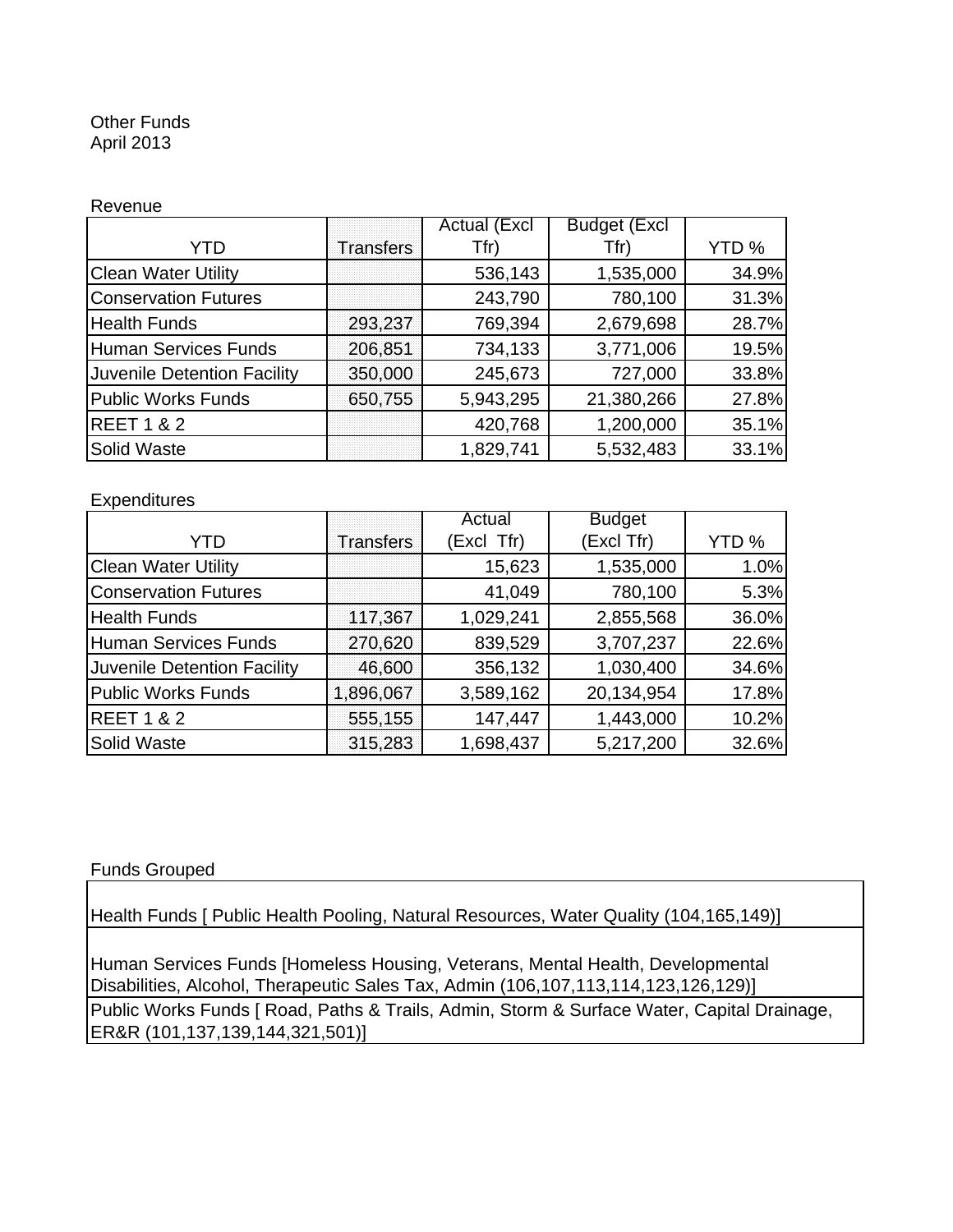Other Funds
April 2013

Revenue

| YTD | Transfers | Actual (Excl Tfr) | Budget (Excl Tfr) | YTD % |
|---|---|---|---|---|
| Clean Water Utility | | 536,143 | 1,535,000 | 34.9% |
| Conservation Futures | | 243,790 | 780,100 | 31.3% |
| Health Funds | 293,237 | 769,394 | 2,679,698 | 28.7% |
| Human Services Funds | 206,851 | 734,133 | 3,771,006 | 19.5% |
| Juvenile Detention Facility | 350,000 | 245,673 | 727,000 | 33.8% |
| Public Works Funds | 650,755 | 5,943,295 | 21,380,266 | 27.8% |
| REET 1 & 2 | | 420,768 | 1,200,000 | 35.1% |
| Solid Waste | | 1,829,741 | 5,532,483 | 33.1% |

Expenditures

| YTD | Transfers | Actual (Excl Tfr) | Budget (Excl Tfr) | YTD % |
|---|---|---|---|---|
| Clean Water Utility | | 15,623 | 1,535,000 | 1.0% |
| Conservation Futures | | 41,049 | 780,100 | 5.3% |
| Health Funds | 117,367 | 1,029,241 | 2,855,568 | 36.0% |
| Human Services Funds | 270,620 | 839,529 | 3,707,237 | 22.6% |
| Juvenile Detention Facility | 46,600 | 356,132 | 1,030,400 | 34.6% |
| Public Works Funds | 1,896,067 | 3,589,162 | 20,134,954 | 17.8% |
| REET 1 & 2 | 555,155 | 147,447 | 1,443,000 | 10.2% |
| Solid Waste | 315,283 | 1,698,437 | 5,217,200 | 32.6% |

Funds Grouped

| |
|---|
| Health Funds [ Public Health Pooling, Natural Resources, Water Quality (104,165,149)] |
| Human Services Funds [Homeless Housing, Veterans, Mental Health, Developmental Disabilities, Alcohol, Therapeutic Sales Tax, Admin (106,107,113,114,123,126,129)] |
| Public Works Funds [ Road, Paths & Trails, Admin, Storm & Surface Water, Capital Drainage, ER&R (101,137,139,144,321,501)] |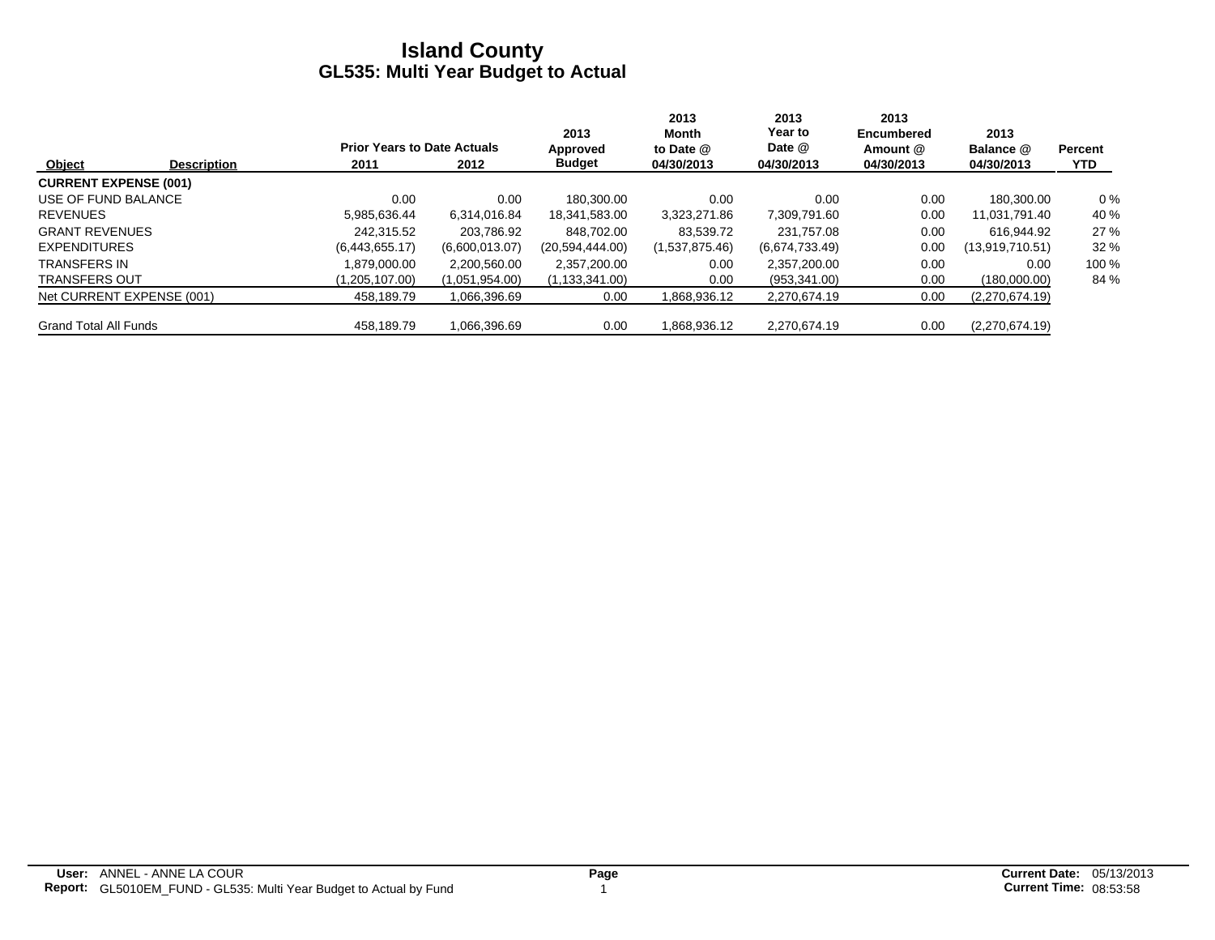# Island County
## GL535: Multi Year Budget to Actual

| Object | Description | Prior Years to Date Actuals 2011 | 2012 | 2013 Approved Budget | 2013 Month to Date @ 04/30/2013 | 2013 Year to Date @ 04/30/2013 | 2013 Encumbered Amount @ 04/30/2013 | 2013 Balance @ 04/30/2013 | Percent YTD |
|---|---|---|---|---|---|---|---|---|---|
| **CURRENT EXPENSE (001)** | | | | | | | | | |
| USE OF FUND BALANCE | | 0.00 | 0.00 | 180,300.00 | 0.00 | 0.00 | 0.00 | 180,300.00 | 0 % |
| REVENUES | | 5,985,636.44 | 6,314,016.84 | 18,341,583.00 | 3,323,271.86 | 7,309,791.60 | 0.00 | 11,031,791.40 | 40 % |
| GRANT REVENUES | | 242,315.52 | 203,786.92 | 848,702.00 | 83,539.72 | 231,757.08 | 0.00 | 616,944.92 | 27 % |
| EXPENDITURES | | (6,443,655.17) | (6,600,013.07) | (20,594,444.00) | (1,537,875.46) | (6,674,733.49) | 0.00 | (13,919,710.51) | 32 % |
| TRANSFERS IN | | 1,879,000.00 | 2,200,560.00 | 2,357,200.00 | 0.00 | 2,357,200.00 | 0.00 | 0.00 | 100 % |
| TRANSFERS OUT | | (1,205,107.00) | (1,051,954.00) | (1,133,341.00) | 0.00 | (953,341.00) | 0.00 | (180,000.00) | 84 % |
| Net CURRENT EXPENSE (001) | | 458,189.79 | 1,066,396.69 | 0.00 | 1,868,936.12 | 2,270,674.19 | 0.00 | (2,270,674.19) | |
| Grand Total All Funds | | 458,189.79 | 1,066,396.69 | 0.00 | 1,868,936.12 | 2,270,674.19 | 0.00 | (2,270,674.19) | |

**User:** ANNEL - ANNE LA COUR
**Report:** GL5010EM_FUND - GL535: Multi Year Budget to Actual by Fund

**Current Date:** 05/13/2013
**Current Time:** 08:53:58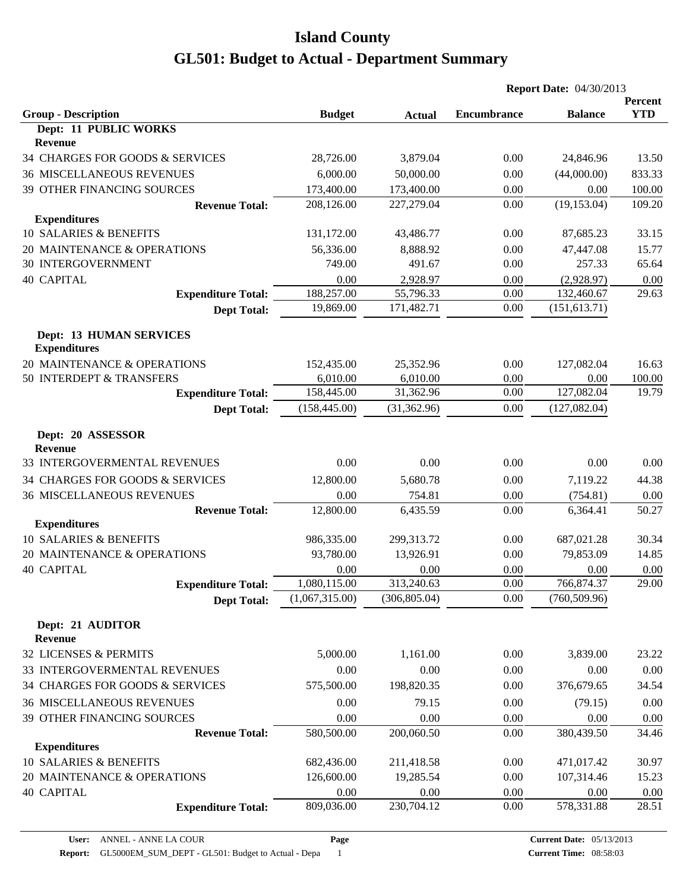# Island County

# GL501: Budget to Actual - Department Summary

**Report Date:** 04/30/2013

| Group - Description | Budget | Actual | Encumbrance | Balance | Percent YTD |
|---|---|---|---|---|---|
| **Dept: 11 PUBLIC WORKS** | | | | | |
| **Revenue** | | | | | |
| 34 CHARGES FOR GOODS & SERVICES | 28,726.00 | 3,879.04 | 0.00 | 24,846.96 | 13.50 |
| 36 MISCELLANEOUS REVENUES | 6,000.00 | 50,000.00 | 0.00 | (44,000.00) | 833.33 |
| 39 OTHER FINANCING SOURCES | 173,400.00 | 173,400.00 | 0.00 | 0.00 | 100.00 |
| **Revenue Total:** | 208,126.00 | 227,279.04 | 0.00 | (19,153.04) | 109.20 |
| **Expenditures** | | | | | |
| 10 SALARIES & BENEFITS | 131,172.00 | 43,486.77 | 0.00 | 87,685.23 | 33.15 |
| 20 MAINTENANCE & OPERATIONS | 56,336.00 | 8,888.92 | 0.00 | 47,447.08 | 15.77 |
| 30 INTERGOVERNMENT | 749.00 | 491.67 | 0.00 | 257.33 | 65.64 |
| 40 CAPITAL | 0.00 | 2,928.97 | 0.00 | (2,928.97) | 0.00 |
| **Expenditure Total:** | 188,257.00 | 55,796.33 | 0.00 | 132,460.67 | 29.63 |
| **Dept Total:** | 19,869.00 | 171,482.71 | 0.00 | (151,613.71) | |
| **Dept: 13 HUMAN SERVICES** | | | | | |
| **Expenditures** | | | | | |
| 20 MAINTENANCE & OPERATIONS | 152,435.00 | 25,352.96 | 0.00 | 127,082.04 | 16.63 |
| 50 INTERDEPT & TRANSFERS | 6,010.00 | 6,010.00 | 0.00 | 0.00 | 100.00 |
| **Expenditure Total:** | 158,445.00 | 31,362.96 | 0.00 | 127,082.04 | 19.79 |
| **Dept Total:** | (158,445.00) | (31,362.96) | 0.00 | (127,082.04) | |
| **Dept: 20 ASSESSOR** | | | | | |
| **Revenue** | | | | | |
| 33 INTERGOVERMENTAL REVENUES | 0.00 | 0.00 | 0.00 | 0.00 | 0.00 |
| 34 CHARGES FOR GOODS & SERVICES | 12,800.00 | 5,680.78 | 0.00 | 7,119.22 | 44.38 |
| 36 MISCELLANEOUS REVENUES | 0.00 | 754.81 | 0.00 | (754.81) | 0.00 |
| **Revenue Total:** | 12,800.00 | 6,435.59 | 0.00 | 6,364.41 | 50.27 |
| **Expenditures** | | | | | |
| 10 SALARIES & BENEFITS | 986,335.00 | 299,313.72 | 0.00 | 687,021.28 | 30.34 |
| 20 MAINTENANCE & OPERATIONS | 93,780.00 | 13,926.91 | 0.00 | 79,853.09 | 14.85 |
| 40 CAPITAL | 0.00 | 0.00 | 0.00 | 0.00 | 0.00 |
| **Expenditure Total:** | 1,080,115.00 | 313,240.63 | 0.00 | 766,874.37 | 29.00 |
| **Dept Total:** | (1,067,315.00) | (306,805.04) | 0.00 | (760,509.96) | |
| **Dept: 21 AUDITOR** | | | | | |
| **Revenue** | | | | | |
| 32 LICENSES & PERMITS | 5,000.00 | 1,161.00 | 0.00 | 3,839.00 | 23.22 |
| 33 INTERGOVERMENTAL REVENUES | 0.00 | 0.00 | 0.00 | 0.00 | 0.00 |
| 34 CHARGES FOR GOODS & SERVICES | 575,500.00 | 198,820.35 | 0.00 | 376,679.65 | 34.54 |
| 36 MISCELLANEOUS REVENUES | 0.00 | 79.15 | 0.00 | (79.15) | 0.00 |
| 39 OTHER FINANCING SOURCES | 0.00 | 0.00 | 0.00 | 0.00 | 0.00 |
| **Revenue Total:** | 580,500.00 | 200,060.50 | 0.00 | 380,439.50 | 34.46 |
| **Expenditures** | | | | | |
| 10 SALARIES & BENEFITS | 682,436.00 | 211,418.58 | 0.00 | 471,017.42 | 30.97 |
| 20 MAINTENANCE & OPERATIONS | 126,600.00 | 19,285.54 | 0.00 | 107,314.46 | 15.23 |
| 40 CAPITAL | 0.00 | 0.00 | 0.00 | 0.00 | 0.00 |
| **Expenditure Total:** | 809,036.00 | 230,704.12 | 0.00 | 578,331.88 | 28.51 |

**User:** ANNEL - ANNE LA COUR
**Report:** GL5000EM_SUM_DEPT - GL501: Budget to Actual - Depa
**Current Date:** 05/13/2013
**Current Time:** 08:58:03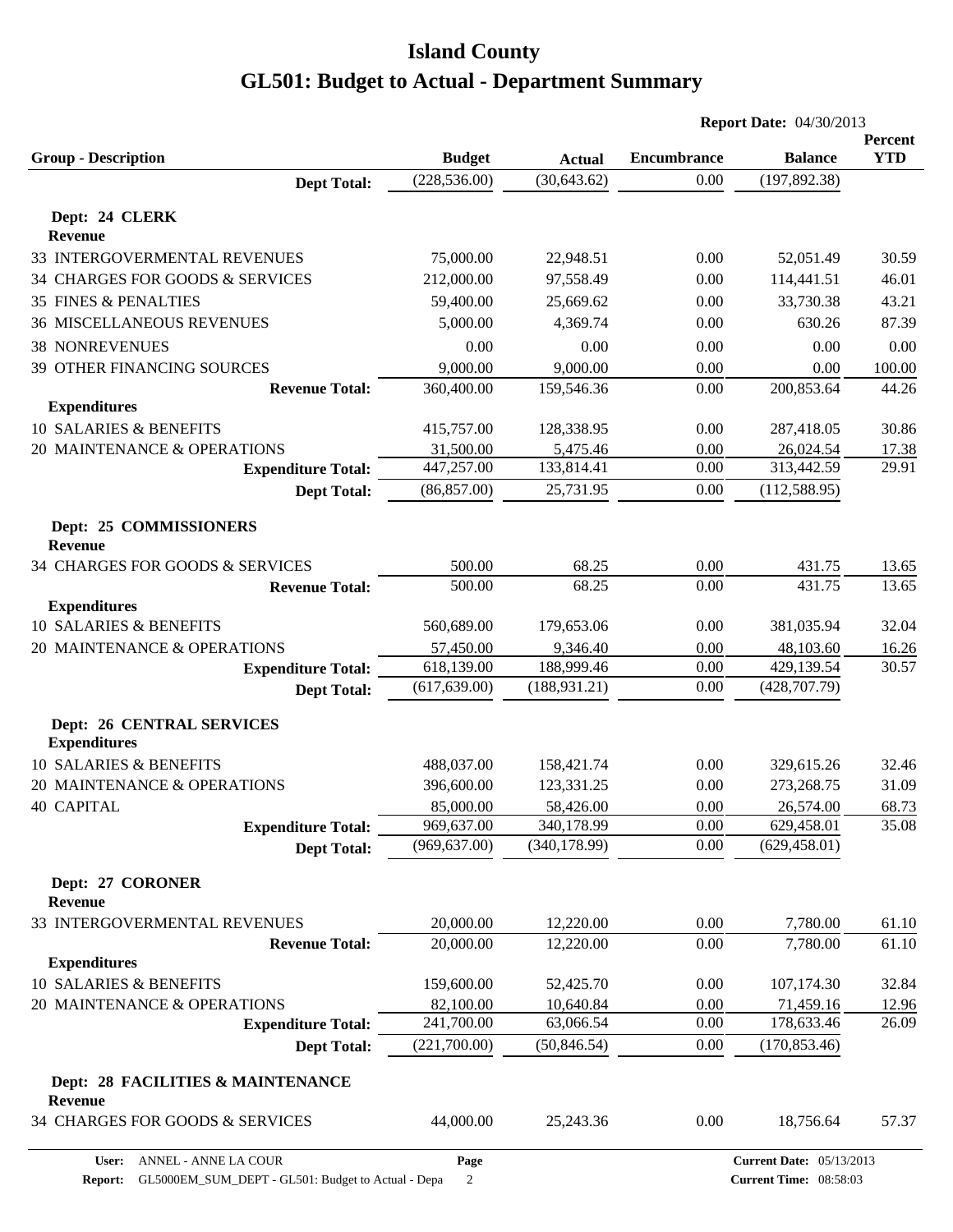# Island County

# GL501: Budget to Actual - Department Summary

**Report Date:** 04/30/2013

| Group - Description | Budget | Actual | Encumbrance | Balance | Percent YTD |
|---|---|---|---|---|---|
| **Dept Total:** | (228,536.00) | (30,643.62) | 0.00 | (197,892.38) | |
| **Dept: 24 CLERK** | | | | | |
| **Revenue** | | | | | |
| 33 INTERGOVERMENTAL REVENUES | 75,000.00 | 22,948.51 | 0.00 | 52,051.49 | 30.59 |
| 34 CHARGES FOR GOODS & SERVICES | 212,000.00 | 97,558.49 | 0.00 | 114,441.51 | 46.01 |
| 35 FINES & PENALTIES | 59,400.00 | 25,669.62 | 0.00 | 33,730.38 | 43.21 |
| 36 MISCELLANEOUS REVENUES | 5,000.00 | 4,369.74 | 0.00 | 630.26 | 87.39 |
| 38 NONREVENUES | 0.00 | 0.00 | 0.00 | 0.00 | 0.00 |
| 39 OTHER FINANCING SOURCES | 9,000.00 | 9,000.00 | 0.00 | 0.00 | 100.00 |
| **Revenue Total:** | 360,400.00 | 159,546.36 | 0.00 | 200,853.64 | 44.26 |
| **Expenditures** | | | | | |
| 10 SALARIES & BENEFITS | 415,757.00 | 128,338.95 | 0.00 | 287,418.05 | 30.86 |
| 20 MAINTENANCE & OPERATIONS | 31,500.00 | 5,475.46 | 0.00 | 26,024.54 | 17.38 |
| **Expenditure Total:** | 447,257.00 | 133,814.41 | 0.00 | 313,442.59 | 29.91 |
| **Dept Total:** | (86,857.00) | 25,731.95 | 0.00 | (112,588.95) | |
| **Dept: 25 COMMISSIONERS** | | | | | |
| **Revenue** | | | | | |
| 34 CHARGES FOR GOODS & SERVICES | 500.00 | 68.25 | 0.00 | 431.75 | 13.65 |
| **Revenue Total:** | 500.00 | 68.25 | 0.00 | 431.75 | 13.65 |
| **Expenditures** | | | | | |
| 10 SALARIES & BENEFITS | 560,689.00 | 179,653.06 | 0.00 | 381,035.94 | 32.04 |
| 20 MAINTENANCE & OPERATIONS | 57,450.00 | 9,346.40 | 0.00 | 48,103.60 | 16.26 |
| **Expenditure Total:** | 618,139.00 | 188,999.46 | 0.00 | 429,139.54 | 30.57 |
| **Dept Total:** | (617,639.00) | (188,931.21) | 0.00 | (428,707.79) | |
| **Dept: 26 CENTRAL SERVICES** | | | | | |
| **Expenditures** | | | | | |
| 10 SALARIES & BENEFITS | 488,037.00 | 158,421.74 | 0.00 | 329,615.26 | 32.46 |
| 20 MAINTENANCE & OPERATIONS | 396,600.00 | 123,331.25 | 0.00 | 273,268.75 | 31.09 |
| 40 CAPITAL | 85,000.00 | 58,426.00 | 0.00 | 26,574.00 | 68.73 |
| **Expenditure Total:** | 969,637.00 | 340,178.99 | 0.00 | 629,458.01 | 35.08 |
| **Dept Total:** | (969,637.00) | (340,178.99) | 0.00 | (629,458.01) | |
| **Dept: 27 CORONER** | | | | | |
| **Revenue** | | | | | |
| 33 INTERGOVERMENTAL REVENUES | 20,000.00 | 12,220.00 | 0.00 | 7,780.00 | 61.10 |
| **Revenue Total:** | 20,000.00 | 12,220.00 | 0.00 | 7,780.00 | 61.10 |
| **Expenditures** | | | | | |
| 10 SALARIES & BENEFITS | 159,600.00 | 52,425.70 | 0.00 | 107,174.30 | 32.84 |
| 20 MAINTENANCE & OPERATIONS | 82,100.00 | 10,640.84 | 0.00 | 71,459.16 | 12.96 |
| **Expenditure Total:** | 241,700.00 | 63,066.54 | 0.00 | 178,633.46 | 26.09 |
| **Dept Total:** | (221,700.00) | (50,846.54) | 0.00 | (170,853.46) | |
| **Dept: 28 FACILITIES & MAINTENANCE** | | | | | |
| **Revenue** | | | | | |
| 34 CHARGES FOR GOODS & SERVICES | 44,000.00 | 25,243.36 | 0.00 | 18,756.64 | 57.37 |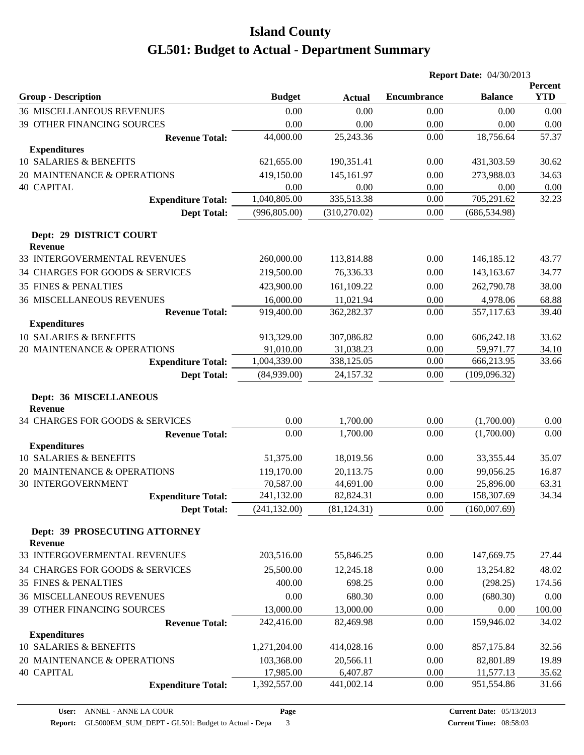# Island County
# GL501: Budget to Actual - Department Summary

**Report Date:** 04/30/2013

| Group - Description | Budget | Actual | Encumbrance | Balance | Percent YTD |
|---|---|---|---|---|---|
| 36 MISCELLANEOUS REVENUES | 0.00 | 0.00 | 0.00 | 0.00 | 0.00 |
| 39 OTHER FINANCING SOURCES | 0.00 | 0.00 | 0.00 | 0.00 | 0.00 |
| **Revenue Total:** | 44,000.00 | 25,243.36 | 0.00 | 18,756.64 | 57.37 |
| **Expenditures** | | | | | |
| 10 SALARIES & BENEFITS | 621,655.00 | 190,351.41 | 0.00 | 431,303.59 | 30.62 |
| 20 MAINTENANCE & OPERATIONS | 419,150.00 | 145,161.97 | 0.00 | 273,988.03 | 34.63 |
| 40 CAPITAL | 0.00 | 0.00 | 0.00 | 0.00 | 0.00 |
| **Expenditure Total:** | 1,040,805.00 | 335,513.38 | 0.00 | 705,291.62 | 32.23 |
| **Dept Total:** | (996,805.00) | (310,270.02) | 0.00 | (686,534.98) | |
| **Dept: 29 DISTRICT COURT** | | | | | |
| **Revenue** | | | | | |
| 33 INTERGOVERMENTAL REVENUES | 260,000.00 | 113,814.88 | 0.00 | 146,185.12 | 43.77 |
| 34 CHARGES FOR GOODS & SERVICES | 219,500.00 | 76,336.33 | 0.00 | 143,163.67 | 34.77 |
| 35 FINES & PENALTIES | 423,900.00 | 161,109.22 | 0.00 | 262,790.78 | 38.00 |
| 36 MISCELLANEOUS REVENUES | 16,000.00 | 11,021.94 | 0.00 | 4,978.06 | 68.88 |
| **Revenue Total:** | 919,400.00 | 362,282.37 | 0.00 | 557,117.63 | 39.40 |
| **Expenditures** | | | | | |
| 10 SALARIES & BENEFITS | 913,329.00 | 307,086.82 | 0.00 | 606,242.18 | 33.62 |
| 20 MAINTENANCE & OPERATIONS | 91,010.00 | 31,038.23 | 0.00 | 59,971.77 | 34.10 |
| **Expenditure Total:** | 1,004,339.00 | 338,125.05 | 0.00 | 666,213.95 | 33.66 |
| **Dept Total:** | (84,939.00) | 24,157.32 | 0.00 | (109,096.32) | |
| **Dept: 36 MISCELLANEOUS** | | | | | |
| **Revenue** | | | | | |
| 34 CHARGES FOR GOODS & SERVICES | 0.00 | 1,700.00 | 0.00 | (1,700.00) | 0.00 |
| **Revenue Total:** | 0.00 | 1,700.00 | 0.00 | (1,700.00) | 0.00 |
| **Expenditures** | | | | | |
| 10 SALARIES & BENEFITS | 51,375.00 | 18,019.56 | 0.00 | 33,355.44 | 35.07 |
| 20 MAINTENANCE & OPERATIONS | 119,170.00 | 20,113.75 | 0.00 | 99,056.25 | 16.87 |
| 30 INTERGOVERNMENT | 70,587.00 | 44,691.00 | 0.00 | 25,896.00 | 63.31 |
| **Expenditure Total:** | 241,132.00 | 82,824.31 | 0.00 | 158,307.69 | 34.34 |
| **Dept Total:** | (241,132.00) | (81,124.31) | 0.00 | (160,007.69) | |
| **Dept: 39 PROSECUTING ATTORNEY** | | | | | |
| **Revenue** | | | | | |
| 33 INTERGOVERMENTAL REVENUES | 203,516.00 | 55,846.25 | 0.00 | 147,669.75 | 27.44 |
| 34 CHARGES FOR GOODS & SERVICES | 25,500.00 | 12,245.18 | 0.00 | 13,254.82 | 48.02 |
| 35 FINES & PENALTIES | 400.00 | 698.25 | 0.00 | (298.25) | 174.56 |
| 36 MISCELLANEOUS REVENUES | 0.00 | 680.30 | 0.00 | (680.30) | 0.00 |
| 39 OTHER FINANCING SOURCES | 13,000.00 | 13,000.00 | 0.00 | 0.00 | 100.00 |
| **Revenue Total:** | 242,416.00 | 82,469.98 | 0.00 | 159,946.02 | 34.02 |
| **Expenditures** | | | | | |
| 10 SALARIES & BENEFITS | 1,271,204.00 | 414,028.16 | 0.00 | 857,175.84 | 32.56 |
| 20 MAINTENANCE & OPERATIONS | 103,368.00 | 20,566.11 | 0.00 | 82,801.89 | 19.89 |
| 40 CAPITAL | 17,985.00 | 6,407.87 | 0.00 | 11,577.13 | 35.62 |
| **Expenditure Total:** | 1,392,557.00 | 441,002.14 | 0.00 | 951,554.86 | 31.66 |

**User:** ANNEL - ANNE LA COUR  **Page** 3  **Current Date:** 05/13/2013
**Report:** GL5000EM_SUM_DEPT - GL501: Budget to Actual - Depa  **Current Time:** 08:58:03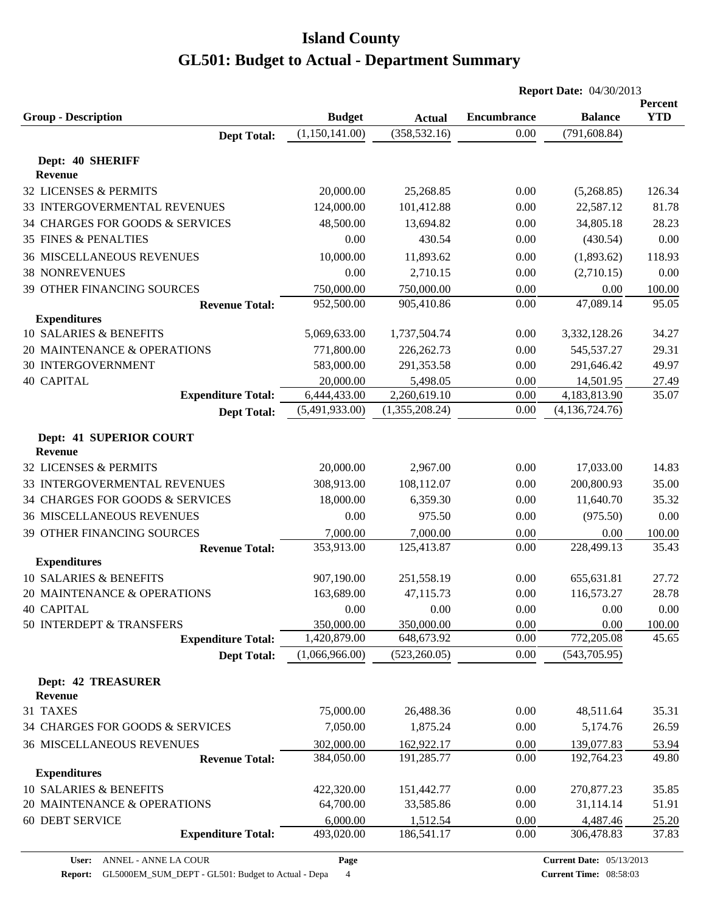# Island County

# GL501: Budget to Actual - Department Summary

**Report Date:** 04/30/2013

| Group - Description | Budget | Actual | Encumbrance | Balance | Percent YTD |
|---|---|---|---|---|---|
| **Dept Total:** | (1,150,141.00) | (358,532.16) | 0.00 | (791,608.84) | |
| **Dept: 40 SHERIFF** | | | | | |
| **Revenue** | | | | | |
| 32 LICENSES & PERMITS | 20,000.00 | 25,268.85 | 0.00 | (5,268.85) | 126.34 |
| 33 INTERGOVERMENTAL REVENUES | 124,000.00 | 101,412.88 | 0.00 | 22,587.12 | 81.78 |
| 34 CHARGES FOR GOODS & SERVICES | 48,500.00 | 13,694.82 | 0.00 | 34,805.18 | 28.23 |
| 35 FINES & PENALTIES | 0.00 | 430.54 | 0.00 | (430.54) | 0.00 |
| 36 MISCELLANEOUS REVENUES | 10,000.00 | 11,893.62 | 0.00 | (1,893.62) | 118.93 |
| 38 NONREVENUES | 0.00 | 2,710.15 | 0.00 | (2,710.15) | 0.00 |
| 39 OTHER FINANCING SOURCES | 750,000.00 | 750,000.00 | 0.00 | 0.00 | 100.00 |
| **Revenue Total:** | 952,500.00 | 905,410.86 | 0.00 | 47,089.14 | 95.05 |
| **Expenditures** | | | | | |
| 10 SALARIES & BENEFITS | 5,069,633.00 | 1,737,504.74 | 0.00 | 3,332,128.26 | 34.27 |
| 20 MAINTENANCE & OPERATIONS | 771,800.00 | 226,262.73 | 0.00 | 545,537.27 | 29.31 |
| 30 INTERGOVERNMENT | 583,000.00 | 291,353.58 | 0.00 | 291,646.42 | 49.97 |
| 40 CAPITAL | 20,000.00 | 5,498.05 | 0.00 | 14,501.95 | 27.49 |
| **Expenditure Total:** | 6,444,433.00 | 2,260,619.10 | 0.00 | 4,183,813.90 | 35.07 |
| **Dept Total:** | (5,491,933.00) | (1,355,208.24) | 0.00 | (4,136,724.76) | |
| **Dept: 41 SUPERIOR COURT** | | | | | |
| **Revenue** | | | | | |
| 32 LICENSES & PERMITS | 20,000.00 | 2,967.00 | 0.00 | 17,033.00 | 14.83 |
| 33 INTERGOVERMENTAL REVENUES | 308,913.00 | 108,112.07 | 0.00 | 200,800.93 | 35.00 |
| 34 CHARGES FOR GOODS & SERVICES | 18,000.00 | 6,359.30 | 0.00 | 11,640.70 | 35.32 |
| 36 MISCELLANEOUS REVENUES | 0.00 | 975.50 | 0.00 | (975.50) | 0.00 |
| 39 OTHER FINANCING SOURCES | 7,000.00 | 7,000.00 | 0.00 | 0.00 | 100.00 |
| **Revenue Total:** | 353,913.00 | 125,413.87 | 0.00 | 228,499.13 | 35.43 |
| **Expenditures** | | | | | |
| 10 SALARIES & BENEFITS | 907,190.00 | 251,558.19 | 0.00 | 655,631.81 | 27.72 |
| 20 MAINTENANCE & OPERATIONS | 163,689.00 | 47,115.73 | 0.00 | 116,573.27 | 28.78 |
| 40 CAPITAL | 0.00 | 0.00 | 0.00 | 0.00 | 0.00 |
| 50 INTERDEPT & TRANSFERS | 350,000.00 | 350,000.00 | 0.00 | 0.00 | 100.00 |
| **Expenditure Total:** | 1,420,879.00 | 648,673.92 | 0.00 | 772,205.08 | 45.65 |
| **Dept Total:** | (1,066,966.00) | (523,260.05) | 0.00 | (543,705.95) | |
| **Dept: 42 TREASURER** | | | | | |
| **Revenue** | | | | | |
| 31 TAXES | 75,000.00 | 26,488.36 | 0.00 | 48,511.64 | 35.31 |
| 34 CHARGES FOR GOODS & SERVICES | 7,050.00 | 1,875.24 | 0.00 | 5,174.76 | 26.59 |
| 36 MISCELLANEOUS REVENUES | 302,000.00 | 162,922.17 | 0.00 | 139,077.83 | 53.94 |
| **Revenue Total:** | 384,050.00 | 191,285.77 | 0.00 | 192,764.23 | 49.80 |
| **Expenditures** | | | | | |
| 10 SALARIES & BENEFITS | 422,320.00 | 151,442.77 | 0.00 | 270,877.23 | 35.85 |
| 20 MAINTENANCE & OPERATIONS | 64,700.00 | 33,585.86 | 0.00 | 31,114.14 | 51.91 |
| 60 DEBT SERVICE | 6,000.00 | 1,512.54 | 0.00 | 4,487.46 | 25.20 |
| **Expenditure Total:** | 493,020.00 | 186,541.17 | 0.00 | 306,478.83 | 37.83 |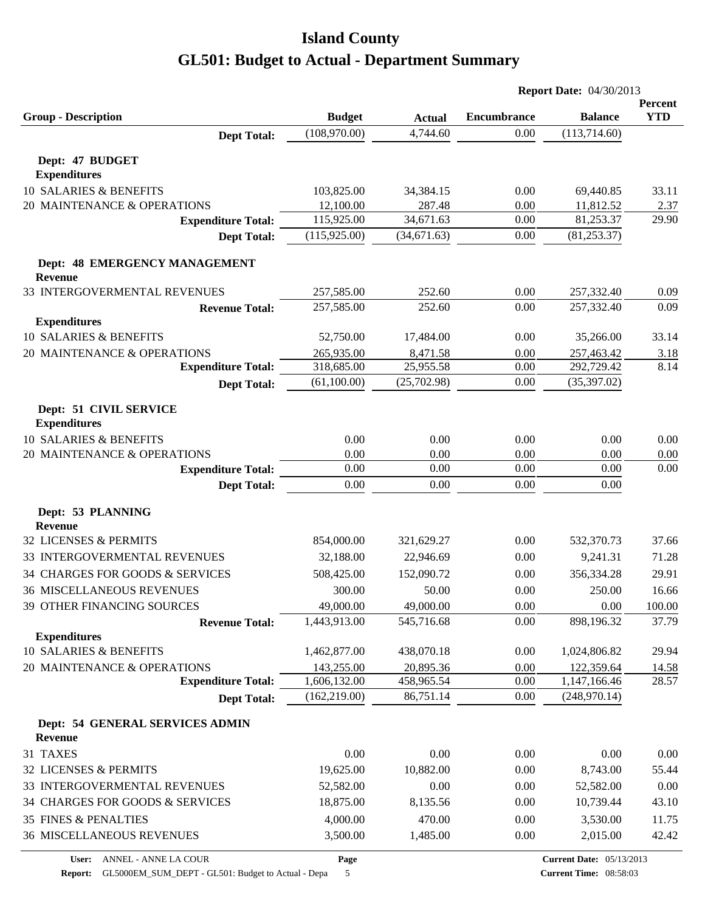# Island County

# GL501: Budget to Actual - Department Summary

**Report Date:** 04/30/2013

| Group - Description | Budget | Actual | Encumbrance | Balance | Percent YTD |
|---|---|---|---|---|---|
| **Dept Total:** | (108,970.00) | 4,744.60 | 0.00 | (113,714.60) | |
| **Dept: 47 BUDGET** | | | | | |
| **Expenditures** | | | | | |
| 10 SALARIES & BENEFITS | 103,825.00 | 34,384.15 | 0.00 | 69,440.85 | 33.11 |
| 20 MAINTENANCE & OPERATIONS | 12,100.00 | 287.48 | 0.00 | 11,812.52 | 2.37 |
| **Expenditure Total:** | 115,925.00 | 34,671.63 | 0.00 | 81,253.37 | 29.90 |
| **Dept Total:** | (115,925.00) | (34,671.63) | 0.00 | (81,253.37) | |
| **Dept: 48 EMERGENCY MANAGEMENT** | | | | | |
| **Revenue** | | | | | |
| 33 INTERGOVERMENTAL REVENUES | 257,585.00 | 252.60 | 0.00 | 257,332.40 | 0.09 |
| **Revenue Total:** | 257,585.00 | 252.60 | 0.00 | 257,332.40 | 0.09 |
| **Expenditures** | | | | | |
| 10 SALARIES & BENEFITS | 52,750.00 | 17,484.00 | 0.00 | 35,266.00 | 33.14 |
| 20 MAINTENANCE & OPERATIONS | 265,935.00 | 8,471.58 | 0.00 | 257,463.42 | 3.18 |
| **Expenditure Total:** | 318,685.00 | 25,955.58 | 0.00 | 292,729.42 | 8.14 |
| **Dept Total:** | (61,100.00) | (25,702.98) | 0.00 | (35,397.02) | |
| **Dept: 51 CIVIL SERVICE** | | | | | |
| **Expenditures** | | | | | |
| 10 SALARIES & BENEFITS | 0.00 | 0.00 | 0.00 | 0.00 | 0.00 |
| 20 MAINTENANCE & OPERATIONS | 0.00 | 0.00 | 0.00 | 0.00 | 0.00 |
| **Expenditure Total:** | 0.00 | 0.00 | 0.00 | 0.00 | 0.00 |
| **Dept Total:** | 0.00 | 0.00 | 0.00 | 0.00 | |
| **Dept: 53 PLANNING** | | | | | |
| **Revenue** | | | | | |
| 32 LICENSES & PERMITS | 854,000.00 | 321,629.27 | 0.00 | 532,370.73 | 37.66 |
| 33 INTERGOVERMENTAL REVENUES | 32,188.00 | 22,946.69 | 0.00 | 9,241.31 | 71.28 |
| 34 CHARGES FOR GOODS & SERVICES | 508,425.00 | 152,090.72 | 0.00 | 356,334.28 | 29.91 |
| 36 MISCELLANEOUS REVENUES | 300.00 | 50.00 | 0.00 | 250.00 | 16.66 |
| 39 OTHER FINANCING SOURCES | 49,000.00 | 49,000.00 | 0.00 | 0.00 | 100.00 |
| **Revenue Total:** | 1,443,913.00 | 545,716.68 | 0.00 | 898,196.32 | 37.79 |
| **Expenditures** | | | | | |
| 10 SALARIES & BENEFITS | 1,462,877.00 | 438,070.18 | 0.00 | 1,024,806.82 | 29.94 |
| 20 MAINTENANCE & OPERATIONS | 143,255.00 | 20,895.36 | 0.00 | 122,359.64 | 14.58 |
| **Expenditure Total:** | 1,606,132.00 | 458,965.54 | 0.00 | 1,147,166.46 | 28.57 |
| **Dept Total:** | (162,219.00) | 86,751.14 | 0.00 | (248,970.14) | |
| **Dept: 54 GENERAL SERVICES ADMIN** | | | | | |
| **Revenue** | | | | | |
| 31 TAXES | 0.00 | 0.00 | 0.00 | 0.00 | 0.00 |
| 32 LICENSES & PERMITS | 19,625.00 | 10,882.00 | 0.00 | 8,743.00 | 55.44 |
| 33 INTERGOVERMENTAL REVENUES | 52,582.00 | 0.00 | 0.00 | 52,582.00 | 0.00 |
| 34 CHARGES FOR GOODS & SERVICES | 18,875.00 | 8,135.56 | 0.00 | 10,739.44 | 43.10 |
| 35 FINES & PENALTIES | 4,000.00 | 470.00 | 0.00 | 3,530.00 | 11.75 |
| 36 MISCELLANEOUS REVENUES | 3,500.00 | 1,485.00 | 0.00 | 2,015.00 | 42.42 |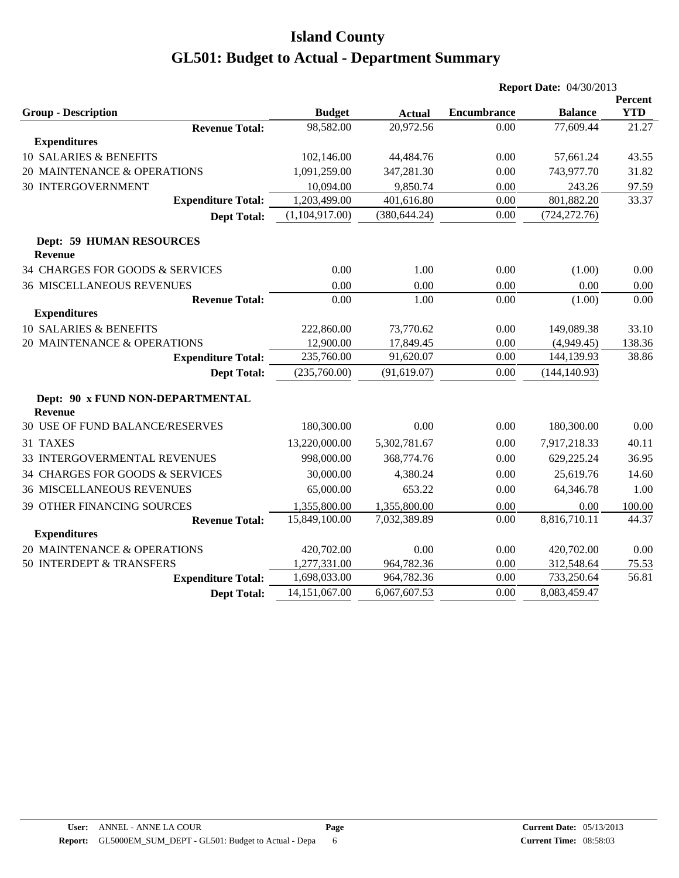# Island County

# GL501: Budget to Actual - Department Summary

**Report Date:** 04/30/2013

| Group - Description | Budget | Actual | Encumbrance | Balance | Percent YTD |
|---|---|---|---|---|---|
| **Revenue Total:** | 98,582.00 | 20,972.56 | 0.00 | 77,609.44 | 21.27 |
| **Expenditures** | | | | | |
| 10 SALARIES & BENEFITS | 102,146.00 | 44,484.76 | 0.00 | 57,661.24 | 43.55 |
| 20 MAINTENANCE & OPERATIONS | 1,091,259.00 | 347,281.30 | 0.00 | 743,977.70 | 31.82 |
| 30 INTERGOVERNMENT | 10,094.00 | 9,850.74 | 0.00 | 243.26 | 97.59 |
| **Expenditure Total:** | 1,203,499.00 | 401,616.80 | 0.00 | 801,882.20 | 33.37 |
| **Dept Total:** | (1,104,917.00) | (380,644.24) | 0.00 | (724,272.76) | |
| **Dept: 59 HUMAN RESOURCES** | | | | | |
| **Revenue** | | | | | |
| 34 CHARGES FOR GOODS & SERVICES | 0.00 | 1.00 | 0.00 | (1.00) | 0.00 |
| 36 MISCELLANEOUS REVENUES | 0.00 | 0.00 | 0.00 | 0.00 | 0.00 |
| **Revenue Total:** | 0.00 | 1.00 | 0.00 | (1.00) | 0.00 |
| **Expenditures** | | | | | |
| 10 SALARIES & BENEFITS | 222,860.00 | 73,770.62 | 0.00 | 149,089.38 | 33.10 |
| 20 MAINTENANCE & OPERATIONS | 12,900.00 | 17,849.45 | 0.00 | (4,949.45) | 138.36 |
| **Expenditure Total:** | 235,760.00 | 91,620.07 | 0.00 | 144,139.93 | 38.86 |
| **Dept Total:** | (235,760.00) | (91,619.07) | 0.00 | (144,140.93) | |
| **Dept: 90 x FUND NON-DEPARTMENTAL** | | | | | |
| **Revenue** | | | | | |
| 30 USE OF FUND BALANCE/RESERVES | 180,300.00 | 0.00 | 0.00 | 180,300.00 | 0.00 |
| 31 TAXES | 13,220,000.00 | 5,302,781.67 | 0.00 | 7,917,218.33 | 40.11 |
| 33 INTERGOVERMENTAL REVENUES | 998,000.00 | 368,774.76 | 0.00 | 629,225.24 | 36.95 |
| 34 CHARGES FOR GOODS & SERVICES | 30,000.00 | 4,380.24 | 0.00 | 25,619.76 | 14.60 |
| 36 MISCELLANEOUS REVENUES | 65,000.00 | 653.22 | 0.00 | 64,346.78 | 1.00 |
| 39 OTHER FINANCING SOURCES | 1,355,800.00 | 1,355,800.00 | 0.00 | 0.00 | 100.00 |
| **Revenue Total:** | 15,849,100.00 | 7,032,389.89 | 0.00 | 8,816,710.11 | 44.37 |
| **Expenditures** | | | | | |
| 20 MAINTENANCE & OPERATIONS | 420,702.00 | 0.00 | 0.00 | 420,702.00 | 0.00 |
| 50 INTERDEPT & TRANSFERS | 1,277,331.00 | 964,782.36 | 0.00 | 312,548.64 | 75.53 |
| **Expenditure Total:** | 1,698,033.00 | 964,782.36 | 0.00 | 733,250.64 | 56.81 |
| **Dept Total:** | 14,151,067.00 | 6,067,607.53 | 0.00 | 8,083,459.47 | |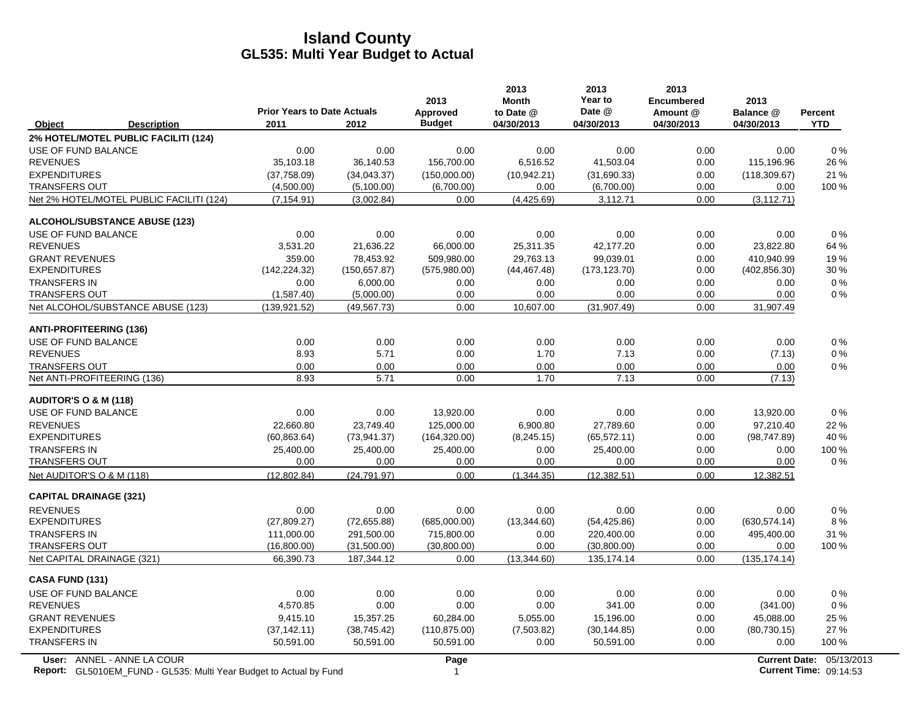# Island County
## GL535: Multi Year Budget to Actual

| Object | Description | Prior Years to Date Actuals 2011 | 2012 | 2013 Approved Budget | 2013 Month to Date @ 04/30/2013 | 2013 Year to Date @ 04/30/2013 | 2013 Encumbered Amount @ 04/30/2013 | 2013 Balance @ 04/30/2013 | Percent YTD |
|---|---|---|---|---|---|---|---|---|---|
| **2% HOTEL/MOTEL PUBLIC FACILITI (124)** | | | | | | | | | |
| USE OF FUND BALANCE | | 0.00 | 0.00 | 0.00 | 0.00 | 0.00 | 0.00 | 0.00 | 0 % |
| REVENUES | | 35,103.18 | 36,140.53 | 156,700.00 | 6,516.52 | 41,503.04 | 0.00 | 115,196.96 | 26 % |
| EXPENDITURES | | (37,758.09) | (34,043.37) | (150,000.00) | (10,942.21) | (31,690.33) | 0.00 | (118,309.67) | 21 % |
| TRANSFERS OUT | | (4,500.00) | (5,100.00) | (6,700.00) | 0.00 | (6,700.00) | 0.00 | 0.00 | 100 % |
| Net 2% HOTEL/MOTEL PUBLIC FACILITI (124) | | (7,154.91) | (3,002.84) | 0.00 | (4,425.69) | 3,112.71 | 0.00 | (3,112.71) | |
| **ALCOHOL/SUBSTANCE ABUSE (123)** | | | | | | | | | |
| USE OF FUND BALANCE | | 0.00 | 0.00 | 0.00 | 0.00 | 0.00 | 0.00 | 0.00 | 0 % |
| REVENUES | | 3,531.20 | 21,636.22 | 66,000.00 | 25,311.35 | 42,177.20 | 0.00 | 23,822.80 | 64 % |
| GRANT REVENUES | | 359.00 | 78,453.92 | 509,980.00 | 29,763.13 | 99,039.01 | 0.00 | 410,940.99 | 19 % |
| EXPENDITURES | | (142,224.32) | (150,657.87) | (575,980.00) | (44,467.48) | (173,123.70) | 0.00 | (402,856.30) | 30 % |
| TRANSFERS IN | | 0.00 | 6,000.00 | 0.00 | 0.00 | 0.00 | 0.00 | 0.00 | 0 % |
| TRANSFERS OUT | | (1,587.40) | (5,000.00) | 0.00 | 0.00 | 0.00 | 0.00 | 0.00 | 0 % |
| Net ALCOHOL/SUBSTANCE ABUSE (123) | | (139,921.52) | (49,567.73) | 0.00 | 10,607.00 | (31,907.49) | 0.00 | 31,907.49 | |
| **ANTI-PROFITEERING (136)** | | | | | | | | | |
| USE OF FUND BALANCE | | 0.00 | 0.00 | 0.00 | 0.00 | 0.00 | 0.00 | 0.00 | 0 % |
| REVENUES | | 8.93 | 5.71 | 0.00 | 1.70 | 7.13 | 0.00 | (7.13) | 0 % |
| TRANSFERS OUT | | 0.00 | 0.00 | 0.00 | 0.00 | 0.00 | 0.00 | 0.00 | 0 % |
| Net ANTI-PROFITEERING (136) | | 8.93 | 5.71 | 0.00 | 1.70 | 7.13 | 0.00 | (7.13) | |
| **AUDITOR'S O & M (118)** | | | | | | | | | |
| USE OF FUND BALANCE | | 0.00 | 0.00 | 13,920.00 | 0.00 | 0.00 | 0.00 | 13,920.00 | 0 % |
| REVENUES | | 22,660.80 | 23,749.40 | 125,000.00 | 6,900.80 | 27,789.60 | 0.00 | 97,210.40 | 22 % |
| EXPENDITURES | | (60,863.64) | (73,941.37) | (164,320.00) | (8,245.15) | (65,572.11) | 0.00 | (98,747.89) | 40 % |
| TRANSFERS IN | | 25,400.00 | 25,400.00 | 25,400.00 | 0.00 | 25,400.00 | 0.00 | 0.00 | 100 % |
| TRANSFERS OUT | | 0.00 | 0.00 | 0.00 | 0.00 | 0.00 | 0.00 | 0.00 | 0 % |
| Net AUDITOR'S O & M (118) | | (12,802.84) | (24,791.97) | 0.00 | (1,344.35) | (12,382.51) | 0.00 | 12,382.51 | |
| **CAPITAL DRAINAGE (321)** | | | | | | | | | |
| REVENUES | | 0.00 | 0.00 | 0.00 | 0.00 | 0.00 | 0.00 | 0.00 | 0 % |
| EXPENDITURES | | (27,809.27) | (72,655.88) | (685,000.00) | (13,344.60) | (54,425.86) | 0.00 | (630,574.14) | 8 % |
| TRANSFERS IN | | 111,000.00 | 291,500.00 | 715,800.00 | 0.00 | 220,400.00 | 0.00 | 495,400.00 | 31 % |
| TRANSFERS OUT | | (16,800.00) | (31,500.00) | (30,800.00) | 0.00 | (30,800.00) | 0.00 | 0.00 | 100 % |
| Net CAPITAL DRAINAGE (321) | | 66,390.73 | 187,344.12 | 0.00 | (13,344.60) | 135,174.14 | 0.00 | (135,174.14) | |
| **CASA FUND (131)** | | | | | | | | | |
| USE OF FUND BALANCE | | 0.00 | 0.00 | 0.00 | 0.00 | 0.00 | 0.00 | 0.00 | 0 % |
| REVENUES | | 4,570.85 | 0.00 | 0.00 | 0.00 | 341.00 | 0.00 | (341.00) | 0 % |
| GRANT REVENUES | | 9,415.10 | 15,357.25 | 60,284.00 | 5,055.00 | 15,196.00 | 0.00 | 45,088.00 | 25 % |
| EXPENDITURES | | (37,142.11) | (38,745.42) | (110,875.00) | (7,503.82) | (30,144.85) | 0.00 | (80,730.15) | 27 % |
| TRANSFERS IN | | 50,591.00 | 50,591.00 | 50,591.00 | 0.00 | 50,591.00 | 0.00 | 0.00 | 100 % |

User: ANNEL - ANNE LA COUR
Report: GL5010EM_FUND - GL535: Multi Year Budget to Actual by Fund
Current Date: 05/13/2013
Current Time: 09:14:53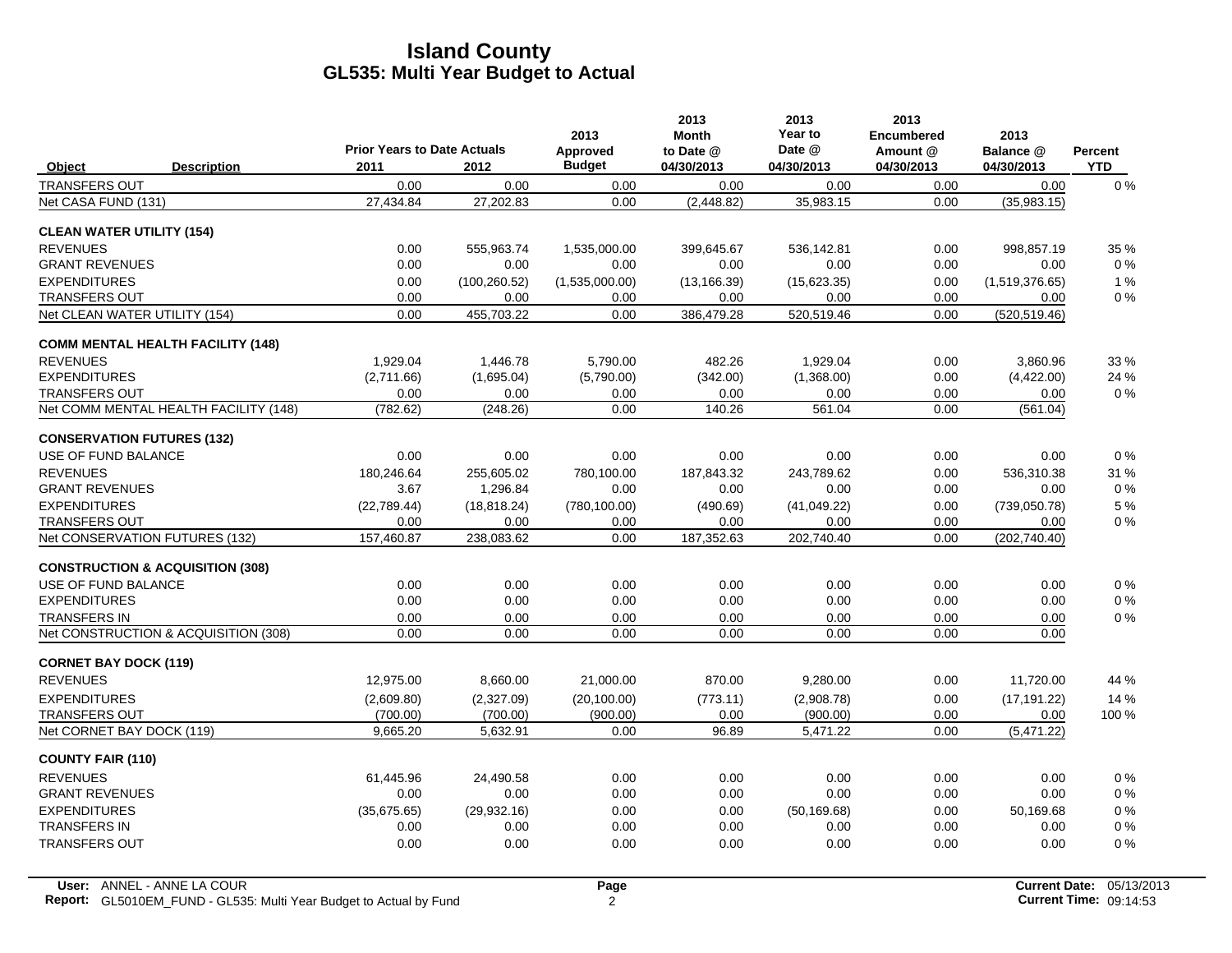# Island County
## GL535: Multi Year Budget to Actual

| Object | Description | Prior Years to Date Actuals 2011 | 2012 | 2013 Approved Budget | 2013 Month to Date @ 04/30/2013 | 2013 Year to Date @ 04/30/2013 | 2013 Encumbered Amount @ 04/30/2013 | 2013 Balance @ 04/30/2013 | Percent YTD |
|---|---|---|---|---|---|---|---|---|---|
| TRANSFERS OUT | | 0.00 | 0.00 | 0.00 | 0.00 | 0.00 | 0.00 | 0.00 | 0 % |
| Net CASA FUND (131) | | 27,434.84 | 27,202.83 | 0.00 | (2,448.82) | 35,983.15 | 0.00 | (35,983.15) | |
| **CLEAN WATER UTILITY (154)** | | | | | | | | | |
| REVENUES | | 0.00 | 555,963.74 | 1,535,000.00 | 399,645.67 | 536,142.81 | 0.00 | 998,857.19 | 35 % |
| GRANT REVENUES | | 0.00 | 0.00 | 0.00 | 0.00 | 0.00 | 0.00 | 0.00 | 0 % |
| EXPENDITURES | | 0.00 | (100,260.52) | (1,535,000.00) | (13,166.39) | (15,623.35) | 0.00 | (1,519,376.65) | 1 % |
| TRANSFERS OUT | | 0.00 | 0.00 | 0.00 | 0.00 | 0.00 | 0.00 | 0.00 | 0 % |
| Net CLEAN WATER UTILITY (154) | | 0.00 | 455,703.22 | 0.00 | 386,479.28 | 520,519.46 | 0.00 | (520,519.46) | |
| **COMM MENTAL HEALTH FACILITY (148)** | | | | | | | | | |
| REVENUES | | 1,929.04 | 1,446.78 | 5,790.00 | 482.26 | 1,929.04 | 0.00 | 3,860.96 | 33 % |
| EXPENDITURES | | (2,711.66) | (1,695.04) | (5,790.00) | (342.00) | (1,368.00) | 0.00 | (4,422.00) | 24 % |
| TRANSFERS OUT | | 0.00 | 0.00 | 0.00 | 0.00 | 0.00 | 0.00 | 0.00 | 0 % |
| Net COMM MENTAL HEALTH FACILITY (148) | | (782.62) | (248.26) | 0.00 | 140.26 | 561.04 | 0.00 | (561.04) | |
| **CONSERVATION FUTURES (132)** | | | | | | | | | |
| USE OF FUND BALANCE | | 0.00 | 0.00 | 0.00 | 0.00 | 0.00 | 0.00 | 0.00 | 0 % |
| REVENUES | | 180,246.64 | 255,605.02 | 780,100.00 | 187,843.32 | 243,789.62 | 0.00 | 536,310.38 | 31 % |
| GRANT REVENUES | | 3.67 | 1,296.84 | 0.00 | 0.00 | 0.00 | 0.00 | 0.00 | 0 % |
| EXPENDITURES | | (22,789.44) | (18,818.24) | (780,100.00) | (490.69) | (41,049.22) | 0.00 | (739,050.78) | 5 % |
| TRANSFERS OUT | | 0.00 | 0.00 | 0.00 | 0.00 | 0.00 | 0.00 | 0.00 | 0 % |
| Net CONSERVATION FUTURES (132) | | 157,460.87 | 238,083.62 | 0.00 | 187,352.63 | 202,740.40 | 0.00 | (202,740.40) | |
| **CONSTRUCTION & ACQUISITION (308)** | | | | | | | | | |
| USE OF FUND BALANCE | | 0.00 | 0.00 | 0.00 | 0.00 | 0.00 | 0.00 | 0.00 | 0 % |
| EXPENDITURES | | 0.00 | 0.00 | 0.00 | 0.00 | 0.00 | 0.00 | 0.00 | 0 % |
| TRANSFERS IN | | 0.00 | 0.00 | 0.00 | 0.00 | 0.00 | 0.00 | 0.00 | 0 % |
| Net CONSTRUCTION & ACQUISITION (308) | | 0.00 | 0.00 | 0.00 | 0.00 | 0.00 | 0.00 | 0.00 | |
| **CORNET BAY DOCK (119)** | | | | | | | | | |
| REVENUES | | 12,975.00 | 8,660.00 | 21,000.00 | 870.00 | 9,280.00 | 0.00 | 11,720.00 | 44 % |
| EXPENDITURES | | (2,609.80) | (2,327.09) | (20,100.00) | (773.11) | (2,908.78) | 0.00 | (17,191.22) | 14 % |
| TRANSFERS OUT | | (700.00) | (700.00) | (900.00) | 0.00 | (900.00) | 0.00 | 0.00 | 100 % |
| Net CORNET BAY DOCK (119) | | 9,665.20 | 5,632.91 | 0.00 | 96.89 | 5,471.22 | 0.00 | (5,471.22) | |
| **COUNTY FAIR (110)** | | | | | | | | | |
| REVENUES | | 61,445.96 | 24,490.58 | 0.00 | 0.00 | 0.00 | 0.00 | 0.00 | 0 % |
| GRANT REVENUES | | 0.00 | 0.00 | 0.00 | 0.00 | 0.00 | 0.00 | 0.00 | 0 % |
| EXPENDITURES | | (35,675.65) | (29,932.16) | 0.00 | 0.00 | (50,169.68) | 0.00 | 50,169.68 | 0 % |
| TRANSFERS IN | | 0.00 | 0.00 | 0.00 | 0.00 | 0.00 | 0.00 | 0.00 | 0 % |
| TRANSFERS OUT | | 0.00 | 0.00 | 0.00 | 0.00 | 0.00 | 0.00 | 0.00 | 0 % |

User: ANNEL - ANNE LA COUR
Report: GL5010EM_FUND - GL535: Multi Year Budget to Actual by Fund
Current Date: 05/13/2013
Current Time: 09:14:53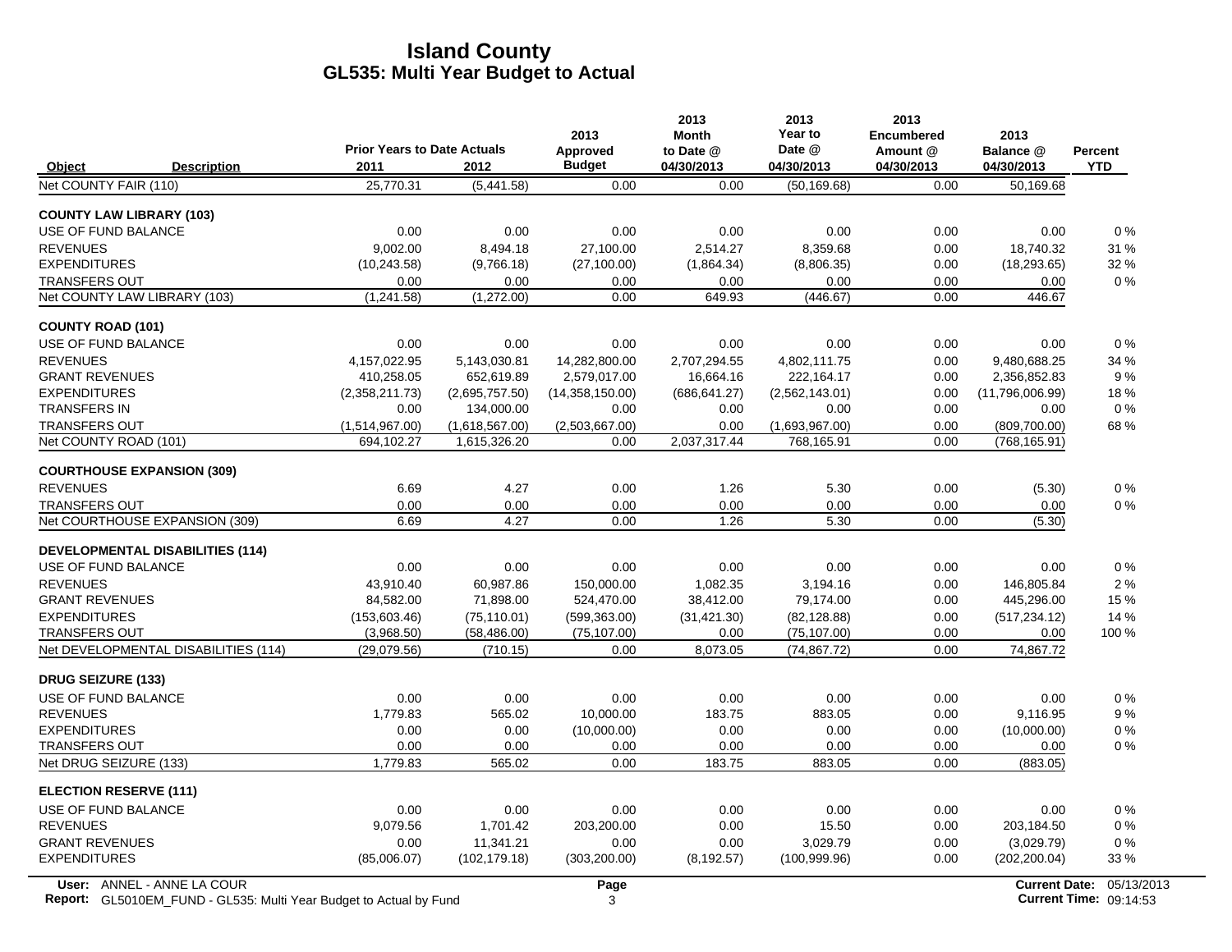# Island County
## GL535: Multi Year Budget to Actual

| Object | Description | Prior Years to Date Actuals 2011 | 2012 | 2013 Approved Budget | 2013 Month to Date @ 04/30/2013 | 2013 Year to Date @ 04/30/2013 | 2013 Encumbered Amount @ 04/30/2013 | 2013 Balance @ 04/30/2013 | Percent YTD |
|---|---|---|---|---|---|---|---|---|---|
| Net COUNTY FAIR (110) | | 25,770.31 | (5,441.58) | 0.00 | 0.00 | (50,169.68) | 0.00 | 50,169.68 | |
| **COUNTY LAW LIBRARY (103)** | | | | | | | | | |
| USE OF FUND BALANCE | | 0.00 | 0.00 | 0.00 | 0.00 | 0.00 | 0.00 | 0.00 | 0 % |
| REVENUES | | 9,002.00 | 8,494.18 | 27,100.00 | 2,514.27 | 8,359.68 | 0.00 | 18,740.32 | 31 % |
| EXPENDITURES | | (10,243.58) | (9,766.18) | (27,100.00) | (1,864.34) | (8,806.35) | 0.00 | (18,293.65) | 32 % |
| TRANSFERS OUT | | 0.00 | 0.00 | 0.00 | 0.00 | 0.00 | 0.00 | 0.00 | 0 % |
| Net COUNTY LAW LIBRARY (103) | | (1,241.58) | (1,272.00) | 0.00 | 649.93 | (446.67) | 0.00 | 446.67 | |
| **COUNTY ROAD (101)** | | | | | | | | | |
| USE OF FUND BALANCE | | 0.00 | 0.00 | 0.00 | 0.00 | 0.00 | 0.00 | 0.00 | 0 % |
| REVENUES | | 4,157,022.95 | 5,143,030.81 | 14,282,800.00 | 2,707,294.55 | 4,802,111.75 | 0.00 | 9,480,688.25 | 34 % |
| GRANT REVENUES | | 410,258.05 | 652,619.89 | 2,579,017.00 | 16,664.16 | 222,164.17 | 0.00 | 2,356,852.83 | 9 % |
| EXPENDITURES | | (2,358,211.73) | (2,695,757.50) | (14,358,150.00) | (686,641.27) | (2,562,143.01) | 0.00 | (11,796,006.99) | 18 % |
| TRANSFERS IN | | 0.00 | 134,000.00 | 0.00 | 0.00 | 0.00 | 0.00 | 0.00 | 0 % |
| TRANSFERS OUT | | (1,514,967.00) | (1,618,567.00) | (2,503,667.00) | 0.00 | (1,693,967.00) | 0.00 | (809,700.00) | 68 % |
| Net COUNTY ROAD (101) | | 694,102.27 | 1,615,326.20 | 0.00 | 2,037,317.44 | 768,165.91 | 0.00 | (768,165.91) | |
| **COURTHOUSE EXPANSION (309)** | | | | | | | | | |
| REVENUES | | 6.69 | 4.27 | 0.00 | 1.26 | 5.30 | 0.00 | (5.30) | 0 % |
| TRANSFERS OUT | | 0.00 | 0.00 | 0.00 | 0.00 | 0.00 | 0.00 | 0.00 | 0 % |
| Net COURTHOUSE EXPANSION (309) | | 6.69 | 4.27 | 0.00 | 1.26 | 5.30 | 0.00 | (5.30) | |
| **DEVELOPMENTAL DISABILITIES (114)** | | | | | | | | | |
| USE OF FUND BALANCE | | 0.00 | 0.00 | 0.00 | 0.00 | 0.00 | 0.00 | 0.00 | 0 % |
| REVENUES | | 43,910.40 | 60,987.86 | 150,000.00 | 1,082.35 | 3,194.16 | 0.00 | 146,805.84 | 2 % |
| GRANT REVENUES | | 84,582.00 | 71,898.00 | 524,470.00 | 38,412.00 | 79,174.00 | 0.00 | 445,296.00 | 15 % |
| EXPENDITURES | | (153,603.46) | (75,110.01) | (599,363.00) | (31,421.30) | (82,128.88) | 0.00 | (517,234.12) | 14 % |
| TRANSFERS OUT | | (3,968.50) | (58,486.00) | (75,107.00) | 0.00 | (75,107.00) | 0.00 | 0.00 | 100 % |
| Net DEVELOPMENTAL DISABILITIES (114) | | (29,079.56) | (710.15) | 0.00 | 8,073.05 | (74,867.72) | 0.00 | 74,867.72 | |
| **DRUG SEIZURE (133)** | | | | | | | | | |
| USE OF FUND BALANCE | | 0.00 | 0.00 | 0.00 | 0.00 | 0.00 | 0.00 | 0.00 | 0 % |
| REVENUES | | 1,779.83 | 565.02 | 10,000.00 | 183.75 | 883.05 | 0.00 | 9,116.95 | 9 % |
| EXPENDITURES | | 0.00 | 0.00 | (10,000.00) | 0.00 | 0.00 | 0.00 | (10,000.00) | 0 % |
| TRANSFERS OUT | | 0.00 | 0.00 | 0.00 | 0.00 | 0.00 | 0.00 | 0.00 | 0 % |
| Net DRUG SEIZURE (133) | | 1,779.83 | 565.02 | 0.00 | 183.75 | 883.05 | 0.00 | (883.05) | |
| **ELECTION RESERVE (111)** | | | | | | | | | |
| USE OF FUND BALANCE | | 0.00 | 0.00 | 0.00 | 0.00 | 0.00 | 0.00 | 0.00 | 0 % |
| REVENUES | | 9,079.56 | 1,701.42 | 203,200.00 | 0.00 | 15.50 | 0.00 | 203,184.50 | 0 % |
| GRANT REVENUES | | 0.00 | 11,341.21 | 0.00 | 0.00 | 3,029.79 | 0.00 | (3,029.79) | 0 % |
| EXPENDITURES | | (85,006.07) | (102,179.18) | (303,200.00) | (8,192.57) | (100,999.96) | 0.00 | (202,200.04) | 33 % |

User: ANNEL - ANNE LA COUR
Report: GL5010EM_FUND - GL535: Multi Year Budget to Actual by Fund
Current Date: 05/13/2013
Current Time: 09:14:53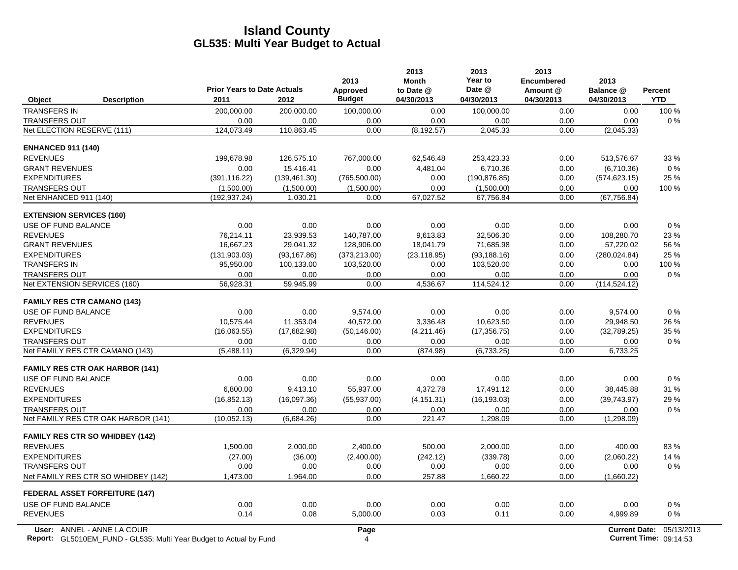# Island County
## GL535: Multi Year Budget to Actual

| Object | Description | Prior Years to Date Actuals 2011 | 2012 | 2013 Approved Budget | 2013 Month to Date @ 04/30/2013 | 2013 Year to Date @ 04/30/2013 | 2013 Encumbered Amount @ 04/30/2013 | 2013 Balance @ 04/30/2013 | Percent YTD |
|---|---|---|---|---|---|---|---|---|---|
| TRANSFERS IN | | 200,000.00 | 200,000.00 | 100,000.00 | 0.00 | 100,000.00 | 0.00 | 0.00 | 100 % |
| TRANSFERS OUT | | 0.00 | 0.00 | 0.00 | 0.00 | 0.00 | 0.00 | 0.00 | 0 % |
| Net ELECTION RESERVE (111) | | 124,073.49 | 110,863.45 | 0.00 | (8,192.57) | 2,045.33 | 0.00 | (2,045.33) | |
| **ENHANCED 911 (140)** | | | | | | | | | |
| REVENUES | | 199,678.98 | 126,575.10 | 767,000.00 | 62,546.48 | 253,423.33 | 0.00 | 513,576.67 | 33 % |
| GRANT REVENUES | | 0.00 | 15,416.41 | 0.00 | 4,481.04 | 6,710.36 | 0.00 | (6,710.36) | 0 % |
| EXPENDITURES | | (391,116.22) | (139,461.30) | (765,500.00) | 0.00 | (190,876.85) | 0.00 | (574,623.15) | 25 % |
| TRANSFERS OUT | | (1,500.00) | (1,500.00) | (1,500.00) | 0.00 | (1,500.00) | 0.00 | 0.00 | 100 % |
| Net ENHANCED 911 (140) | | (192,937.24) | 1,030.21 | 0.00 | 67,027.52 | 67,756.84 | 0.00 | (67,756.84) | |
| **EXTENSION SERVICES (160)** | | | | | | | | | |
| USE OF FUND BALANCE | | 0.00 | 0.00 | 0.00 | 0.00 | 0.00 | 0.00 | 0.00 | 0 % |
| REVENUES | | 76,214.11 | 23,939.53 | 140,787.00 | 9,613.83 | 32,506.30 | 0.00 | 108,280.70 | 23 % |
| GRANT REVENUES | | 16,667.23 | 29,041.32 | 128,906.00 | 18,041.79 | 71,685.98 | 0.00 | 57,220.02 | 56 % |
| EXPENDITURES | | (131,903.03) | (93,167.86) | (373,213.00) | (23,118.95) | (93,188.16) | 0.00 | (280,024.84) | 25 % |
| TRANSFERS IN | | 95,950.00 | 100,133.00 | 103,520.00 | 0.00 | 103,520.00 | 0.00 | 0.00 | 100 % |
| TRANSFERS OUT | | 0.00 | 0.00 | 0.00 | 0.00 | 0.00 | 0.00 | 0.00 | 0 % |
| Net EXTENSION SERVICES (160) | | 56,928.31 | 59,945.99 | 0.00 | 4,536.67 | 114,524.12 | 0.00 | (114,524.12) | |
| **FAMILY RES CTR CAMANO (143)** | | | | | | | | | |
| USE OF FUND BALANCE | | 0.00 | 0.00 | 9,574.00 | 0.00 | 0.00 | 0.00 | 9,574.00 | 0 % |
| REVENUES | | 10,575.44 | 11,353.04 | 40,572.00 | 3,336.48 | 10,623.50 | 0.00 | 29,948.50 | 26 % |
| EXPENDITURES | | (16,063.55) | (17,682.98) | (50,146.00) | (4,211.46) | (17,356.75) | 0.00 | (32,789.25) | 35 % |
| TRANSFERS OUT | | 0.00 | 0.00 | 0.00 | 0.00 | 0.00 | 0.00 | 0.00 | 0 % |
| Net FAMILY RES CTR CAMANO (143) | | (5,488.11) | (6,329.94) | 0.00 | (874.98) | (6,733.25) | 0.00 | 6,733.25 | |
| **FAMILY RES CTR OAK HARBOR (141)** | | | | | | | | | |
| USE OF FUND BALANCE | | 0.00 | 0.00 | 0.00 | 0.00 | 0.00 | 0.00 | 0.00 | 0 % |
| REVENUES | | 6,800.00 | 9,413.10 | 55,937.00 | 4,372.78 | 17,491.12 | 0.00 | 38,445.88 | 31 % |
| EXPENDITURES | | (16,852.13) | (16,097.36) | (55,937.00) | (4,151.31) | (16,193.03) | 0.00 | (39,743.97) | 29 % |
| TRANSFERS OUT | | 0.00 | 0.00 | 0.00 | 0.00 | 0.00 | 0.00 | 0.00 | 0 % |
| Net FAMILY RES CTR OAK HARBOR (141) | | (10,052.13) | (6,684.26) | 0.00 | 221.47 | 1,298.09 | 0.00 | (1,298.09) | |
| **FAMILY RES CTR SO WHIDBEY (142)** | | | | | | | | | |
| REVENUES | | 1,500.00 | 2,000.00 | 2,400.00 | 500.00 | 2,000.00 | 0.00 | 400.00 | 83 % |
| EXPENDITURES | | (27.00) | (36.00) | (2,400.00) | (242.12) | (339.78) | 0.00 | (2,060.22) | 14 % |
| TRANSFERS OUT | | 0.00 | 0.00 | 0.00 | 0.00 | 0.00 | 0.00 | 0.00 | 0 % |
| Net FAMILY RES CTR SO WHIDBEY (142) | | 1,473.00 | 1,964.00 | 0.00 | 257.88 | 1,660.22 | 0.00 | (1,660.22) | |
| **FEDERAL ASSET FORFEITURE (147)** | | | | | | | | | |
| USE OF FUND BALANCE | | 0.00 | 0.00 | 0.00 | 0.00 | 0.00 | 0.00 | 0.00 | 0 % |
| REVENUES | | 0.14 | 0.08 | 5,000.00 | 0.03 | 0.11 | 0.00 | 4,999.89 | 0 % |

User: ANNEL - ANNE LA COUR
Report: GL5010EM_FUND - GL535: Multi Year Budget to Actual by Fund
Current Date: 05/13/2013
Current Time: 09:14:53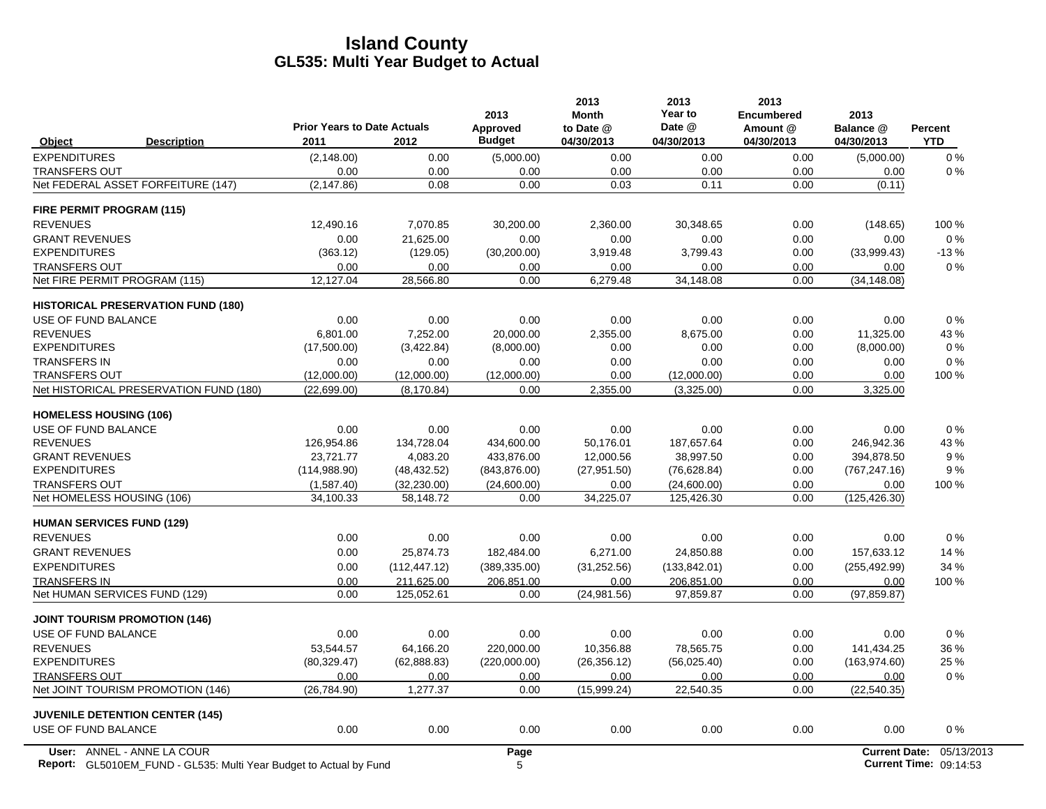# Island County
## GL535: Multi Year Budget to Actual

| Object | Description | Prior Years to Date Actuals 2011 | 2012 | 2013 Approved Budget | 2013 Month to Date @ 04/30/2013 | 2013 Year to Date @ 04/30/2013 | 2013 Encumbered Amount @ 04/30/2013 | 2013 Balance @ 04/30/2013 | Percent YTD |
|---|---|---|---|---|---|---|---|---|---|
| EXPENDITURES | | (2,148.00) | 0.00 | (5,000.00) | 0.00 | 0.00 | 0.00 | (5,000.00) | 0 % |
| TRANSFERS OUT | | 0.00 | 0.00 | 0.00 | 0.00 | 0.00 | 0.00 | 0.00 | 0 % |
| Net FEDERAL ASSET FORFEITURE (147) | | (2,147.86) | 0.08 | 0.00 | 0.03 | 0.11 | 0.00 | (0.11) | |
| **FIRE PERMIT PROGRAM (115)** | | | | | | | | | |
| REVENUES | | 12,490.16 | 7,070.85 | 30,200.00 | 2,360.00 | 30,348.65 | 0.00 | (148.65) | 100 % |
| GRANT REVENUES | | 0.00 | 21,625.00 | 0.00 | 0.00 | 0.00 | 0.00 | 0.00 | 0 % |
| EXPENDITURES | | (363.12) | (129.05) | (30,200.00) | 3,919.48 | 3,799.43 | 0.00 | (33,999.43) | -13 % |
| TRANSFERS OUT | | 0.00 | 0.00 | 0.00 | 0.00 | 0.00 | 0.00 | 0.00 | 0 % |
| Net FIRE PERMIT PROGRAM (115) | | 12,127.04 | 28,566.80 | 0.00 | 6,279.48 | 34,148.08 | 0.00 | (34,148.08) | |
| **HISTORICAL PRESERVATION FUND (180)** | | | | | | | | | |
| USE OF FUND BALANCE | | 0.00 | 0.00 | 0.00 | 0.00 | 0.00 | 0.00 | 0.00 | 0 % |
| REVENUES | | 6,801.00 | 7,252.00 | 20,000.00 | 2,355.00 | 8,675.00 | 0.00 | 11,325.00 | 43 % |
| EXPENDITURES | | (17,500.00) | (3,422.84) | (8,000.00) | 0.00 | 0.00 | 0.00 | (8,000.00) | 0 % |
| TRANSFERS IN | | 0.00 | 0.00 | 0.00 | 0.00 | 0.00 | 0.00 | 0.00 | 0 % |
| TRANSFERS OUT | | (12,000.00) | (12,000.00) | (12,000.00) | 0.00 | (12,000.00) | 0.00 | 0.00 | 100 % |
| Net HISTORICAL PRESERVATION FUND (180) | | (22,699.00) | (8,170.84) | 0.00 | 2,355.00 | (3,325.00) | 0.00 | 3,325.00 | |
| **HOMELESS HOUSING (106)** | | | | | | | | | |
| USE OF FUND BALANCE | | 0.00 | 0.00 | 0.00 | 0.00 | 0.00 | 0.00 | 0.00 | 0 % |
| REVENUES | | 126,954.86 | 134,728.04 | 434,600.00 | 50,176.01 | 187,657.64 | 0.00 | 246,942.36 | 43 % |
| GRANT REVENUES | | 23,721.77 | 4,083.20 | 433,876.00 | 12,000.56 | 38,997.50 | 0.00 | 394,878.50 | 9 % |
| EXPENDITURES | | (114,988.90) | (48,432.52) | (843,876.00) | (27,951.50) | (76,628.84) | 0.00 | (767,247.16) | 9 % |
| TRANSFERS OUT | | (1,587.40) | (32,230.00) | (24,600.00) | 0.00 | (24,600.00) | 0.00 | 0.00 | 100 % |
| Net HOMELESS HOUSING (106) | | 34,100.33 | 58,148.72 | 0.00 | 34,225.07 | 125,426.30 | 0.00 | (125,426.30) | |
| **HUMAN SERVICES FUND (129)** | | | | | | | | | |
| REVENUES | | 0.00 | 0.00 | 0.00 | 0.00 | 0.00 | 0.00 | 0.00 | 0 % |
| GRANT REVENUES | | 0.00 | 25,874.73 | 182,484.00 | 6,271.00 | 24,850.88 | 0.00 | 157,633.12 | 14 % |
| EXPENDITURES | | 0.00 | (112,447.12) | (389,335.00) | (31,252.56) | (133,842.01) | 0.00 | (255,492.99) | 34 % |
| TRANSFERS IN | | 0.00 | 211,625.00 | 206,851.00 | 0.00 | 206,851.00 | 0.00 | 0.00 | 100 % |
| Net HUMAN SERVICES FUND (129) | | 0.00 | 125,052.61 | 0.00 | (24,981.56) | 97,859.87 | 0.00 | (97,859.87) | |
| **JOINT TOURISM PROMOTION (146)** | | | | | | | | | |
| USE OF FUND BALANCE | | 0.00 | 0.00 | 0.00 | 0.00 | 0.00 | 0.00 | 0.00 | 0 % |
| REVENUES | | 53,544.57 | 64,166.20 | 220,000.00 | 10,356.88 | 78,565.75 | 0.00 | 141,434.25 | 36 % |
| EXPENDITURES | | (80,329.47) | (62,888.83) | (220,000.00) | (26,356.12) | (56,025.40) | 0.00 | (163,974.60) | 25 % |
| TRANSFERS OUT | | 0.00 | 0.00 | 0.00 | 0.00 | 0.00 | 0.00 | 0.00 | 0 % |
| Net JOINT TOURISM PROMOTION (146) | | (26,784.90) | 1,277.37 | 0.00 | (15,999.24) | 22,540.35 | 0.00 | (22,540.35) | |
| **JUVENILE DETENTION CENTER (145)** | | | | | | | | | |
| USE OF FUND BALANCE | | 0.00 | 0.00 | 0.00 | 0.00 | 0.00 | 0.00 | 0.00 | 0 % |

User: ANNEL - ANNE LA COUR
Report: GL5010EM_FUND - GL535: Multi Year Budget to Actual by Fund
Page 5
Current Date: 05/13/2013
Current Time: 09:14:53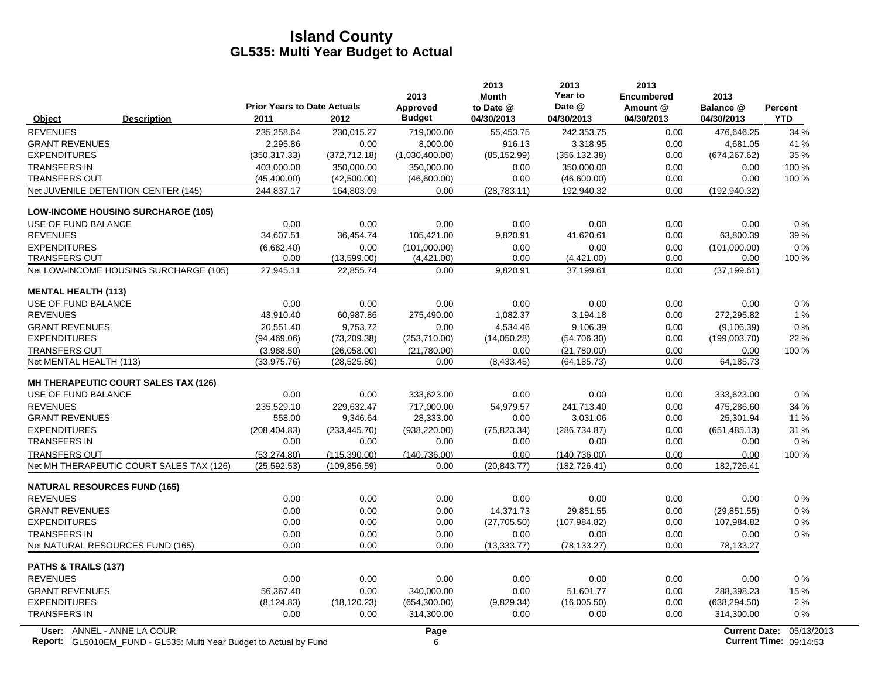# Island County
## GL535: Multi Year Budget to Actual

| Object | Description | Prior Years to Date Actuals 2011 | 2012 | 2013 Approved Budget | 2013 Month to Date @ 04/30/2013 | 2013 Year to Date @ 04/30/2013 | 2013 Encumbered Amount @ 04/30/2013 | 2013 Balance @ 04/30/2013 | Percent YTD |
|---|---|---|---|---|---|---|---|---|---|
| REVENUES | | 235,258.64 | 230,015.27 | 719,000.00 | 55,453.75 | 242,353.75 | 0.00 | 476,646.25 | 34 % |
| GRANT REVENUES | | 2,295.86 | 0.00 | 8,000.00 | 916.13 | 3,318.95 | 0.00 | 4,681.05 | 41 % |
| EXPENDITURES | | (350,317.33) | (372,712.18) | (1,030,400.00) | (85,152.99) | (356,132.38) | 0.00 | (674,267.62) | 35 % |
| TRANSFERS IN | | 403,000.00 | 350,000.00 | 350,000.00 | 0.00 | 350,000.00 | 0.00 | 0.00 | 100 % |
| TRANSFERS OUT | | (45,400.00) | (42,500.00) | (46,600.00) | 0.00 | (46,600.00) | 0.00 | 0.00 | 100 % |
| Net JUVENILE DETENTION CENTER (145) | | 244,837.17 | 164,803.09 | 0.00 | (28,783.11) | 192,940.32 | 0.00 | (192,940.32) | |
| **LOW-INCOME HOUSING SURCHARGE (105)** | | | | | | | | | |
| USE OF FUND BALANCE | | 0.00 | 0.00 | 0.00 | 0.00 | 0.00 | 0.00 | 0.00 | 0 % |
| REVENUES | | 34,607.51 | 36,454.74 | 105,421.00 | 9,820.91 | 41,620.61 | 0.00 | 63,800.39 | 39 % |
| EXPENDITURES | | (6,662.40) | 0.00 | (101,000.00) | 0.00 | 0.00 | 0.00 | (101,000.00) | 0 % |
| TRANSFERS OUT | | 0.00 | (13,599.00) | (4,421.00) | 0.00 | (4,421.00) | 0.00 | 0.00 | 100 % |
| Net LOW-INCOME HOUSING SURCHARGE (105) | | 27,945.11 | 22,855.74 | 0.00 | 9,820.91 | 37,199.61 | 0.00 | (37,199.61) | |
| **MENTAL HEALTH (113)** | | | | | | | | | |
| USE OF FUND BALANCE | | 0.00 | 0.00 | 0.00 | 0.00 | 0.00 | 0.00 | 0.00 | 0 % |
| REVENUES | | 43,910.40 | 60,987.86 | 275,490.00 | 1,082.37 | 3,194.18 | 0.00 | 272,295.82 | 1 % |
| GRANT REVENUES | | 20,551.40 | 9,753.72 | 0.00 | 4,534.46 | 9,106.39 | 0.00 | (9,106.39) | 0 % |
| EXPENDITURES | | (94,469.06) | (73,209.38) | (253,710.00) | (14,050.28) | (54,706.30) | 0.00 | (199,003.70) | 22 % |
| TRANSFERS OUT | | (3,968.50) | (26,058.00) | (21,780.00) | 0.00 | (21,780.00) | 0.00 | 0.00 | 100 % |
| Net MENTAL HEALTH (113) | | (33,975.76) | (28,525.80) | 0.00 | (8,433.45) | (64,185.73) | 0.00 | 64,185.73 | |
| **MH THERAPEUTIC COURT SALES TAX (126)** | | | | | | | | | |
| USE OF FUND BALANCE | | 0.00 | 0.00 | 333,623.00 | 0.00 | 0.00 | 0.00 | 333,623.00 | 0 % |
| REVENUES | | 235,529.10 | 229,632.47 | 717,000.00 | 54,979.57 | 241,713.40 | 0.00 | 475,286.60 | 34 % |
| GRANT REVENUES | | 558.00 | 9,346.64 | 28,333.00 | 0.00 | 3,031.06 | 0.00 | 25,301.94 | 11 % |
| EXPENDITURES | | (208,404.83) | (233,445.70) | (938,220.00) | (75,823.34) | (286,734.87) | 0.00 | (651,485.13) | 31 % |
| TRANSFERS IN | | 0.00 | 0.00 | 0.00 | 0.00 | 0.00 | 0.00 | 0.00 | 0 % |
| TRANSFERS OUT | | (53,274.80) | (115,390.00) | (140,736.00) | 0.00 | (140,736.00) | 0.00 | 0.00 | 100 % |
| Net MH THERAPEUTIC COURT SALES TAX (126) | | (25,592.53) | (109,856.59) | 0.00 | (20,843.77) | (182,726.41) | 0.00 | 182,726.41 | |
| **NATURAL RESOURCES FUND (165)** | | | | | | | | | |
| REVENUES | | 0.00 | 0.00 | 0.00 | 0.00 | 0.00 | 0.00 | 0.00 | 0 % |
| GRANT REVENUES | | 0.00 | 0.00 | 0.00 | 14,371.73 | 29,851.55 | 0.00 | (29,851.55) | 0 % |
| EXPENDITURES | | 0.00 | 0.00 | 0.00 | (27,705.50) | (107,984.82) | 0.00 | 107,984.82 | 0 % |
| TRANSFERS IN | | 0.00 | 0.00 | 0.00 | 0.00 | 0.00 | 0.00 | 0.00 | 0 % |
| Net NATURAL RESOURCES FUND (165) | | 0.00 | 0.00 | 0.00 | (13,333.77) | (78,133.27) | 0.00 | 78,133.27 | |
| **PATHS & TRAILS (137)** | | | | | | | | | |
| REVENUES | | 0.00 | 0.00 | 0.00 | 0.00 | 0.00 | 0.00 | 0.00 | 0 % |
| GRANT REVENUES | | 56,367.40 | 0.00 | 340,000.00 | 0.00 | 51,601.77 | 0.00 | 288,398.23 | 15 % |
| EXPENDITURES | | (8,124.83) | (18,120.23) | (654,300.00) | (9,829.34) | (16,005.50) | 0.00 | (638,294.50) | 2 % |
| TRANSFERS IN | | 0.00 | 0.00 | 314,300.00 | 0.00 | 0.00 | 0.00 | 314,300.00 | 0 % |

User: ANNEL - ANNE LA COUR
Report: GL5010EM_FUND - GL535: Multi Year Budget to Actual by Fund
Current Date: 05/13/2013
Current Time: 09:14:53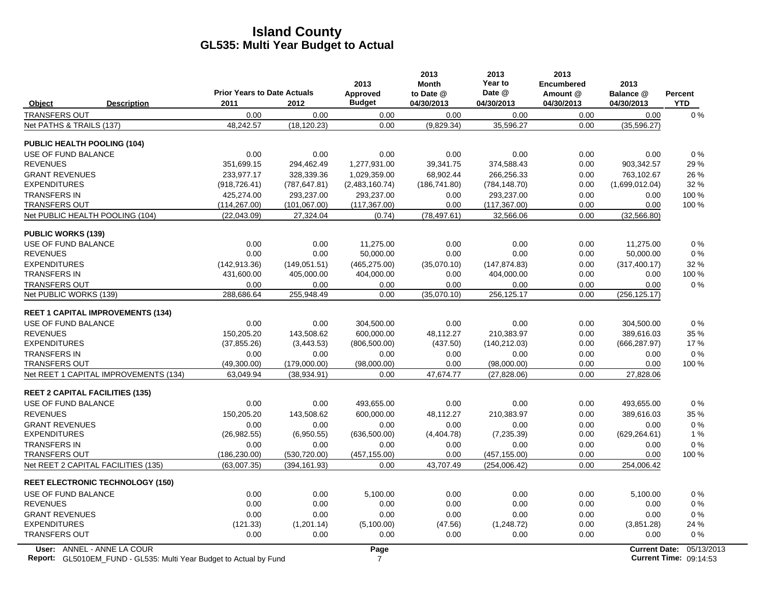# Island County
## GL535: Multi Year Budget to Actual

| Object | Description | Prior Years to Date Actuals 2011 | 2012 | 2013 Approved Budget | 2013 Month to Date @ 04/30/2013 | 2013 Year to Date @ 04/30/2013 | 2013 Encumbered Amount @ 04/30/2013 | 2013 Balance @ 04/30/2013 | Percent YTD |
|---|---|---|---|---|---|---|---|---|---|
| TRANSFERS OUT | | 0.00 | 0.00 | 0.00 | 0.00 | 0.00 | 0.00 | 0.00 | 0 % |
| Net PATHS & TRAILS (137) | | 48,242.57 | (18,120.23) | 0.00 | (9,829.34) | 35,596.27 | 0.00 | (35,596.27) | |
| **PUBLIC HEALTH POOLING (104)** | | | | | | | | | |
| USE OF FUND BALANCE | | 0.00 | 0.00 | 0.00 | 0.00 | 0.00 | 0.00 | 0.00 | 0 % |
| REVENUES | | 351,699.15 | 294,462.49 | 1,277,931.00 | 39,341.75 | 374,588.43 | 0.00 | 903,342.57 | 29 % |
| GRANT REVENUES | | 233,977.17 | 328,339.36 | 1,029,359.00 | 68,902.44 | 266,256.33 | 0.00 | 763,102.67 | 26 % |
| EXPENDITURES | | (918,726.41) | (787,647.81) | (2,483,160.74) | (186,741.80) | (784,148.70) | 0.00 | (1,699,012.04) | 32 % |
| TRANSFERS IN | | 425,274.00 | 293,237.00 | 293,237.00 | 0.00 | 293,237.00 | 0.00 | 0.00 | 100 % |
| TRANSFERS OUT | | (114,267.00) | (101,067.00) | (117,367.00) | 0.00 | (117,367.00) | 0.00 | 0.00 | 100 % |
| Net PUBLIC HEALTH POOLING (104) | | (22,043.09) | 27,324.04 | (0.74) | (78,497.61) | 32,566.06 | 0.00 | (32,566.80) | |
| **PUBLIC WORKS (139)** | | | | | | | | | |
| USE OF FUND BALANCE | | 0.00 | 0.00 | 11,275.00 | 0.00 | 0.00 | 0.00 | 11,275.00 | 0 % |
| REVENUES | | 0.00 | 0.00 | 50,000.00 | 0.00 | 0.00 | 0.00 | 50,000.00 | 0 % |
| EXPENDITURES | | (142,913.36) | (149,051.51) | (465,275.00) | (35,070.10) | (147,874.83) | 0.00 | (317,400.17) | 32 % |
| TRANSFERS IN | | 431,600.00 | 405,000.00 | 404,000.00 | 0.00 | 404,000.00 | 0.00 | 0.00 | 100 % |
| TRANSFERS OUT | | 0.00 | 0.00 | 0.00 | 0.00 | 0.00 | 0.00 | 0.00 | 0 % |
| Net PUBLIC WORKS (139) | | 288,686.64 | 255,948.49 | 0.00 | (35,070.10) | 256,125.17 | 0.00 | (256,125.17) | |
| **REET 1 CAPITAL IMPROVEMENTS (134)** | | | | | | | | | |
| USE OF FUND BALANCE | | 0.00 | 0.00 | 304,500.00 | 0.00 | 0.00 | 0.00 | 304,500.00 | 0 % |
| REVENUES | | 150,205.20 | 143,508.62 | 600,000.00 | 48,112.27 | 210,383.97 | 0.00 | 389,616.03 | 35 % |
| EXPENDITURES | | (37,855.26) | (3,443.53) | (806,500.00) | (437.50) | (140,212.03) | 0.00 | (666,287.97) | 17 % |
| TRANSFERS IN | | 0.00 | 0.00 | 0.00 | 0.00 | 0.00 | 0.00 | 0.00 | 0 % |
| TRANSFERS OUT | | (49,300.00) | (179,000.00) | (98,000.00) | 0.00 | (98,000.00) | 0.00 | 0.00 | 100 % |
| Net REET 1 CAPITAL IMPROVEMENTS (134) | | 63,049.94 | (38,934.91) | 0.00 | 47,674.77 | (27,828.06) | 0.00 | 27,828.06 | |
| **REET 2 CAPITAL FACILITIES (135)** | | | | | | | | | |
| USE OF FUND BALANCE | | 0.00 | 0.00 | 493,655.00 | 0.00 | 0.00 | 0.00 | 493,655.00 | 0 % |
| REVENUES | | 150,205.20 | 143,508.62 | 600,000.00 | 48,112.27 | 210,383.97 | 0.00 | 389,616.03 | 35 % |
| GRANT REVENUES | | 0.00 | 0.00 | 0.00 | 0.00 | 0.00 | 0.00 | 0.00 | 0 % |
| EXPENDITURES | | (26,982.55) | (6,950.55) | (636,500.00) | (4,404.78) | (7,235.39) | 0.00 | (629,264.61) | 1 % |
| TRANSFERS IN | | 0.00 | 0.00 | 0.00 | 0.00 | 0.00 | 0.00 | 0.00 | 0 % |
| TRANSFERS OUT | | (186,230.00) | (530,720.00) | (457,155.00) | 0.00 | (457,155.00) | 0.00 | 0.00 | 100 % |
| Net REET 2 CAPITAL FACILITIES (135) | | (63,007.35) | (394,161.93) | 0.00 | 43,707.49 | (254,006.42) | 0.00 | 254,006.42 | |
| **REET ELECTRONIC TECHNOLOGY (150)** | | | | | | | | | |
| USE OF FUND BALANCE | | 0.00 | 0.00 | 5,100.00 | 0.00 | 0.00 | 0.00 | 5,100.00 | 0 % |
| REVENUES | | 0.00 | 0.00 | 0.00 | 0.00 | 0.00 | 0.00 | 0.00 | 0 % |
| GRANT REVENUES | | 0.00 | 0.00 | 0.00 | 0.00 | 0.00 | 0.00 | 0.00 | 0 % |
| EXPENDITURES | | (121.33) | (1,201.14) | (5,100.00) | (47.56) | (1,248.72) | 0.00 | (3,851.28) | 24 % |
| TRANSFERS OUT | | 0.00 | 0.00 | 0.00 | 0.00 | 0.00 | 0.00 | 0.00 | 0 % |

User: ANNEL - ANNE LA COUR
Report: GL5010EM_FUND - GL535: Multi Year Budget to Actual by Fund
Current Date: 05/13/2013
Current Time: 09:14:53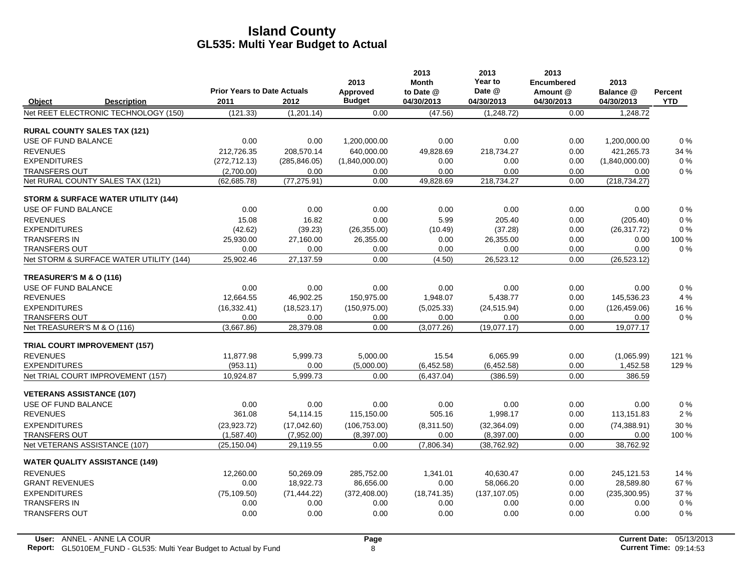# Island County
## GL535: Multi Year Budget to Actual

| Object | Description | Prior Years to Date Actuals 2011 | 2012 | 2013 Approved Budget | 2013 Month to Date @ 04/30/2013 | 2013 Year to Date @ 04/30/2013 | 2013 Encumbered Amount @ 04/30/2013 | 2013 Balance @ 04/30/2013 | Percent YTD |
|---|---|---|---|---|---|---|---|---|---|
| Net REET ELECTRONIC TECHNOLOGY (150) | | (121.33) | (1,201.14) | 0.00 | (47.56) | (1,248.72) | 0.00 | 1,248.72 | |
| **RURAL COUNTY SALES TAX (121)** | | | | | | | | | |
| USE OF FUND BALANCE | | 0.00 | 0.00 | 1,200,000.00 | 0.00 | 0.00 | 0.00 | 1,200,000.00 | 0 % |
| REVENUES | | 212,726.35 | 208,570.14 | 640,000.00 | 49,828.69 | 218,734.27 | 0.00 | 421,265.73 | 34 % |
| EXPENDITURES | | (272,712.13) | (285,846.05) | (1,840,000.00) | 0.00 | 0.00 | 0.00 | (1,840,000.00) | 0 % |
| TRANSFERS OUT | | (2,700.00) | 0.00 | 0.00 | 0.00 | 0.00 | 0.00 | 0.00 | 0 % |
| Net RURAL COUNTY SALES TAX (121) | | (62,685.78) | (77,275.91) | 0.00 | 49,828.69 | 218,734.27 | 0.00 | (218,734.27) | |
| **STORM & SURFACE WATER UTILITY (144)** | | | | | | | | | |
| USE OF FUND BALANCE | | 0.00 | 0.00 | 0.00 | 0.00 | 0.00 | 0.00 | 0.00 | 0 % |
| REVENUES | | 15.08 | 16.82 | 0.00 | 5.99 | 205.40 | 0.00 | (205.40) | 0 % |
| EXPENDITURES | | (42.62) | (39.23) | (26,355.00) | (10.49) | (37.28) | 0.00 | (26,317.72) | 0 % |
| TRANSFERS IN | | 25,930.00 | 27,160.00 | 26,355.00 | 0.00 | 26,355.00 | 0.00 | 0.00 | 100 % |
| TRANSFERS OUT | | 0.00 | 0.00 | 0.00 | 0.00 | 0.00 | 0.00 | 0.00 | 0 % |
| Net STORM & SURFACE WATER UTILITY (144) | | 25,902.46 | 27,137.59 | 0.00 | (4.50) | 26,523.12 | 0.00 | (26,523.12) | |
| **TREASURER'S M & O (116)** | | | | | | | | | |
| USE OF FUND BALANCE | | 0.00 | 0.00 | 0.00 | 0.00 | 0.00 | 0.00 | 0.00 | 0 % |
| REVENUES | | 12,664.55 | 46,902.25 | 150,975.00 | 1,948.07 | 5,438.77 | 0.00 | 145,536.23 | 4 % |
| EXPENDITURES | | (16,332.41) | (18,523.17) | (150,975.00) | (5,025.33) | (24,515.94) | 0.00 | (126,459.06) | 16 % |
| TRANSFERS OUT | | 0.00 | 0.00 | 0.00 | 0.00 | 0.00 | 0.00 | 0.00 | 0 % |
| Net TREASURER'S M & O (116) | | (3,667.86) | 28,379.08 | 0.00 | (3,077.26) | (19,077.17) | 0.00 | 19,077.17 | |
| **TRIAL COURT IMPROVEMENT (157)** | | | | | | | | | |
| REVENUES | | 11,877.98 | 5,999.73 | 5,000.00 | 15.54 | 6,065.99 | 0.00 | (1,065.99) | 121 % |
| EXPENDITURES | | (953.11) | 0.00 | (5,000.00) | (6,452.58) | (6,452.58) | 0.00 | 1,452.58 | 129 % |
| Net TRIAL COURT IMPROVEMENT (157) | | 10,924.87 | 5,999.73 | 0.00 | (6,437.04) | (386.59) | 0.00 | 386.59 | |
| **VETERANS ASSISTANCE (107)** | | | | | | | | | |
| USE OF FUND BALANCE | | 0.00 | 0.00 | 0.00 | 0.00 | 0.00 | 0.00 | 0.00 | 0 % |
| REVENUES | | 361.08 | 54,114.15 | 115,150.00 | 505.16 | 1,998.17 | 0.00 | 113,151.83 | 2 % |
| EXPENDITURES | | (23,923.72) | (17,042.60) | (106,753.00) | (8,311.50) | (32,364.09) | 0.00 | (74,388.91) | 30 % |
| TRANSFERS OUT | | (1,587.40) | (7,952.00) | (8,397.00) | 0.00 | (8,397.00) | 0.00 | 0.00 | 100 % |
| Net VETERANS ASSISTANCE (107) | | (25,150.04) | 29,119.55 | 0.00 | (7,806.34) | (38,762.92) | 0.00 | 38,762.92 | |
| **WATER QUALITY ASSISTANCE (149)** | | | | | | | | | |
| REVENUES | | 12,260.00 | 50,269.09 | 285,752.00 | 1,341.01 | 40,630.47 | 0.00 | 245,121.53 | 14 % |
| GRANT REVENUES | | 0.00 | 18,922.73 | 86,656.00 | 0.00 | 58,066.20 | 0.00 | 28,589.80 | 67 % |
| EXPENDITURES | | (75,109.50) | (71,444.22) | (372,408.00) | (18,741.35) | (137,107.05) | 0.00 | (235,300.95) | 37 % |
| TRANSFERS IN | | 0.00 | 0.00 | 0.00 | 0.00 | 0.00 | 0.00 | 0.00 | 0 % |
| TRANSFERS OUT | | 0.00 | 0.00 | 0.00 | 0.00 | 0.00 | 0.00 | 0.00 | 0 % |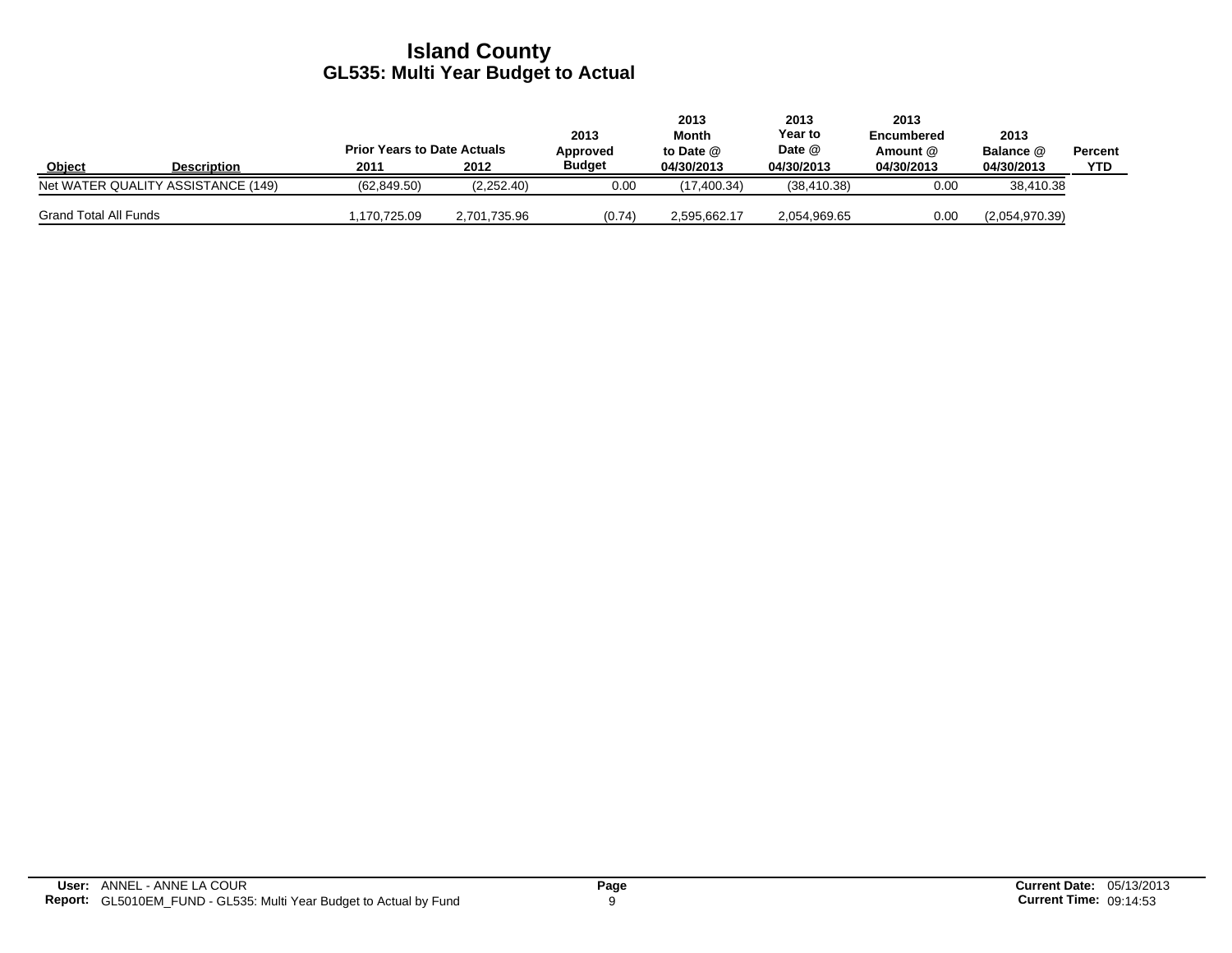# Island County
## GL535: Multi Year Budget to Actual

| Object | Description | Prior Years to Date Actuals 2011 | 2012 | 2013 Approved Budget | 2013 Month to Date @ 04/30/2013 | 2013 Year to Date @ 04/30/2013 | 2013 Encumbered Amount @ 04/30/2013 | 2013 Balance @ 04/30/2013 | Percent YTD |
|---|---|---|---|---|---|---|---|---|---|
| Net WATER QUALITY ASSISTANCE (149) | | (62,849.50) | (2,252.40) | 0.00 | (17,400.34) | (38,410.38) | 0.00 | 38,410.38 | |
| Grand Total All Funds | | 1,170,725.09 | 2,701,735.96 | (0.74) | 2,595,662.17 | 2,054,969.65 | 0.00 | (2,054,970.39) | |

**User:** ANNEL - ANNE LA COUR
**Report:** GL5010EM_FUND - GL535: Multi Year Budget to Actual by Fund

**Current Date:** 05/13/2013
**Current Time:** 09:14:53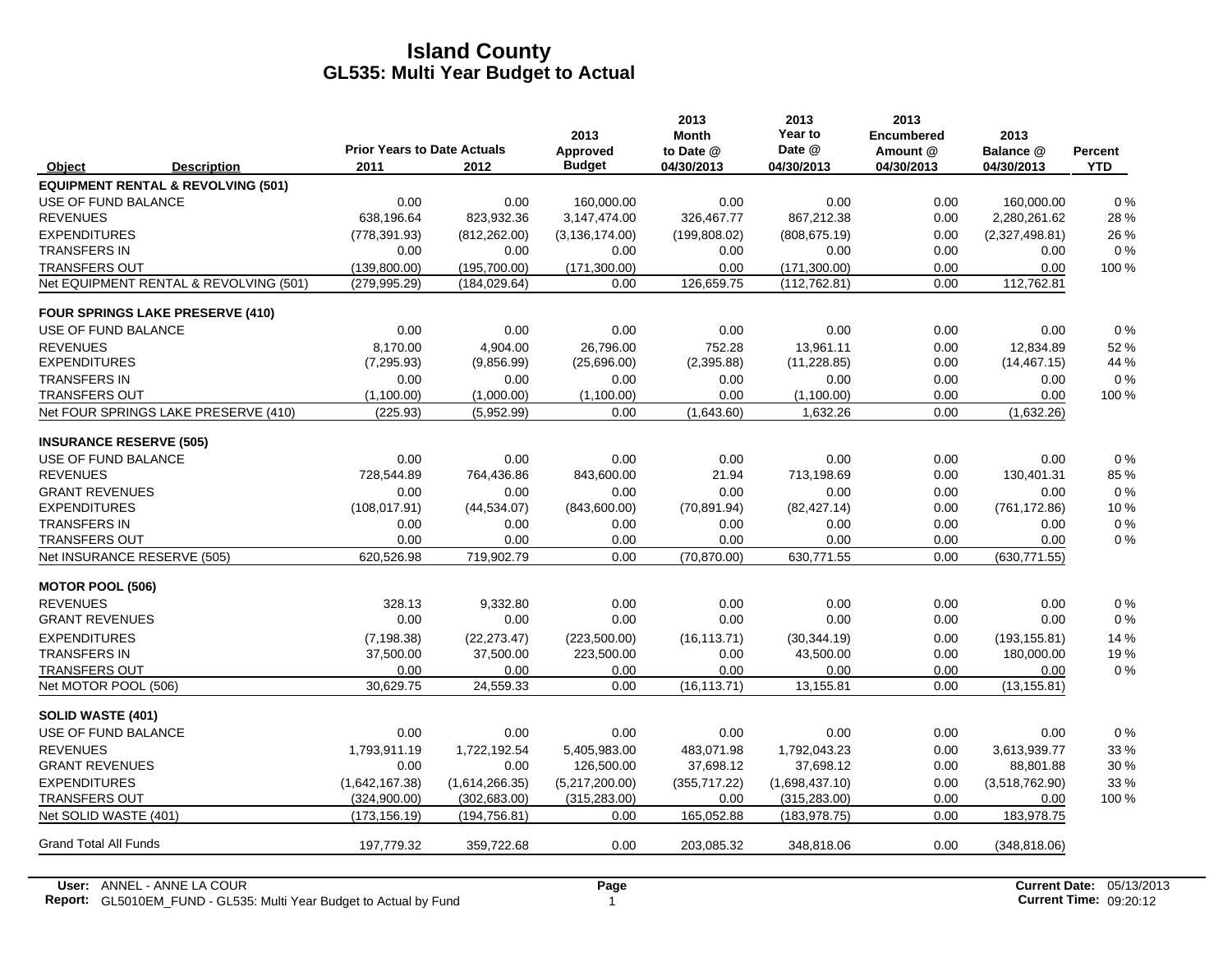# Island County
## GL535: Multi Year Budget to Actual

| Object | Description | Prior Years to Date Actuals 2011 | 2012 | 2013 Approved Budget | 2013 Month to Date @ 04/30/2013 | 2013 Year to Date @ 04/30/2013 | 2013 Encumbered Amount @ 04/30/2013 | 2013 Balance @ 04/30/2013 | Percent YTD |
|---|---|---|---|---|---|---|---|---|---|
| **EQUIPMENT RENTAL & REVOLVING (501)** | | | | | | | | | |
| USE OF FUND BALANCE | | 0.00 | 0.00 | 160,000.00 | 0.00 | 0.00 | 0.00 | 160,000.00 | 0 % |
| REVENUES | | 638,196.64 | 823,932.36 | 3,147,474.00 | 326,467.77 | 867,212.38 | 0.00 | 2,280,261.62 | 28 % |
| EXPENDITURES | | (778,391.93) | (812,262.00) | (3,136,174.00) | (199,808.02) | (808,675.19) | 0.00 | (2,327,498.81) | 26 % |
| TRANSFERS IN | | 0.00 | 0.00 | 0.00 | 0.00 | 0.00 | 0.00 | 0.00 | 0 % |
| TRANSFERS OUT | | (139,800.00) | (195,700.00) | (171,300.00) | 0.00 | (171,300.00) | 0.00 | 0.00 | 100 % |
| Net EQUIPMENT RENTAL & REVOLVING (501) | | (279,995.29) | (184,029.64) | 0.00 | 126,659.75 | (112,762.81) | 0.00 | 112,762.81 | |
| **FOUR SPRINGS LAKE PRESERVE (410)** | | | | | | | | | |
| USE OF FUND BALANCE | | 0.00 | 0.00 | 0.00 | 0.00 | 0.00 | 0.00 | 0.00 | 0 % |
| REVENUES | | 8,170.00 | 4,904.00 | 26,796.00 | 752.28 | 13,961.11 | 0.00 | 12,834.89 | 52 % |
| EXPENDITURES | | (7,295.93) | (9,856.99) | (25,696.00) | (2,395.88) | (11,228.85) | 0.00 | (14,467.15) | 44 % |
| TRANSFERS IN | | 0.00 | 0.00 | 0.00 | 0.00 | 0.00 | 0.00 | 0.00 | 0 % |
| TRANSFERS OUT | | (1,100.00) | (1,000.00) | (1,100.00) | 0.00 | (1,100.00) | 0.00 | 0.00 | 100 % |
| Net FOUR SPRINGS LAKE PRESERVE (410) | | (225.93) | (5,952.99) | 0.00 | (1,643.60) | 1,632.26 | 0.00 | (1,632.26) | |
| **INSURANCE RESERVE (505)** | | | | | | | | | |
| USE OF FUND BALANCE | | 0.00 | 0.00 | 0.00 | 0.00 | 0.00 | 0.00 | 0.00 | 0 % |
| REVENUES | | 728,544.89 | 764,436.86 | 843,600.00 | 21.94 | 713,198.69 | 0.00 | 130,401.31 | 85 % |
| GRANT REVENUES | | 0.00 | 0.00 | 0.00 | 0.00 | 0.00 | 0.00 | 0.00 | 0 % |
| EXPENDITURES | | (108,017.91) | (44,534.07) | (843,600.00) | (70,891.94) | (82,427.14) | 0.00 | (761,172.86) | 10 % |
| TRANSFERS IN | | 0.00 | 0.00 | 0.00 | 0.00 | 0.00 | 0.00 | 0.00 | 0 % |
| TRANSFERS OUT | | 0.00 | 0.00 | 0.00 | 0.00 | 0.00 | 0.00 | 0.00 | 0 % |
| Net INSURANCE RESERVE (505) | | 620,526.98 | 719,902.79 | 0.00 | (70,870.00) | 630,771.55 | 0.00 | (630,771.55) | |
| **MOTOR POOL (506)** | | | | | | | | | |
| REVENUES | | 328.13 | 9,332.80 | 0.00 | 0.00 | 0.00 | 0.00 | 0.00 | 0 % |
| GRANT REVENUES | | 0.00 | 0.00 | 0.00 | 0.00 | 0.00 | 0.00 | 0.00 | 0 % |
| EXPENDITURES | | (7,198.38) | (22,273.47) | (223,500.00) | (16,113.71) | (30,344.19) | 0.00 | (193,155.81) | 14 % |
| TRANSFERS IN | | 37,500.00 | 37,500.00 | 223,500.00 | 0.00 | 43,500.00 | 0.00 | 180,000.00 | 19 % |
| TRANSFERS OUT | | 0.00 | 0.00 | 0.00 | 0.00 | 0.00 | 0.00 | 0.00 | 0 % |
| Net MOTOR POOL (506) | | 30,629.75 | 24,559.33 | 0.00 | (16,113.71) | 13,155.81 | 0.00 | (13,155.81) | |
| **SOLID WASTE (401)** | | | | | | | | | |
| USE OF FUND BALANCE | | 0.00 | 0.00 | 0.00 | 0.00 | 0.00 | 0.00 | 0.00 | 0 % |
| REVENUES | | 1,793,911.19 | 1,722,192.54 | 5,405,983.00 | 483,071.98 | 1,792,043.23 | 0.00 | 3,613,939.77 | 33 % |
| GRANT REVENUES | | 0.00 | 0.00 | 126,500.00 | 37,698.12 | 37,698.12 | 0.00 | 88,801.88 | 30 % |
| EXPENDITURES | | (1,642,167.38) | (1,614,266.35) | (5,217,200.00) | (355,717.22) | (1,698,437.10) | 0.00 | (3,518,762.90) | 33 % |
| TRANSFERS OUT | | (324,900.00) | (302,683.00) | (315,283.00) | 0.00 | (315,283.00) | 0.00 | 0.00 | 100 % |
| Net SOLID WASTE (401) | | (173,156.19) | (194,756.81) | 0.00 | 165,052.88 | (183,978.75) | 0.00 | 183,978.75 | |
| Grand Total All Funds | | 197,779.32 | 359,722.68 | 0.00 | 203,085.32 | 348,818.06 | 0.00 | (348,818.06) | |

**User:** ANNEL - ANNE LA COUR
**Report:** GL5010EM_FUND - GL535: Multi Year Budget to Actual by Fund

**Current Date:** 05/13/2013
**Current Time:** 09:20:12